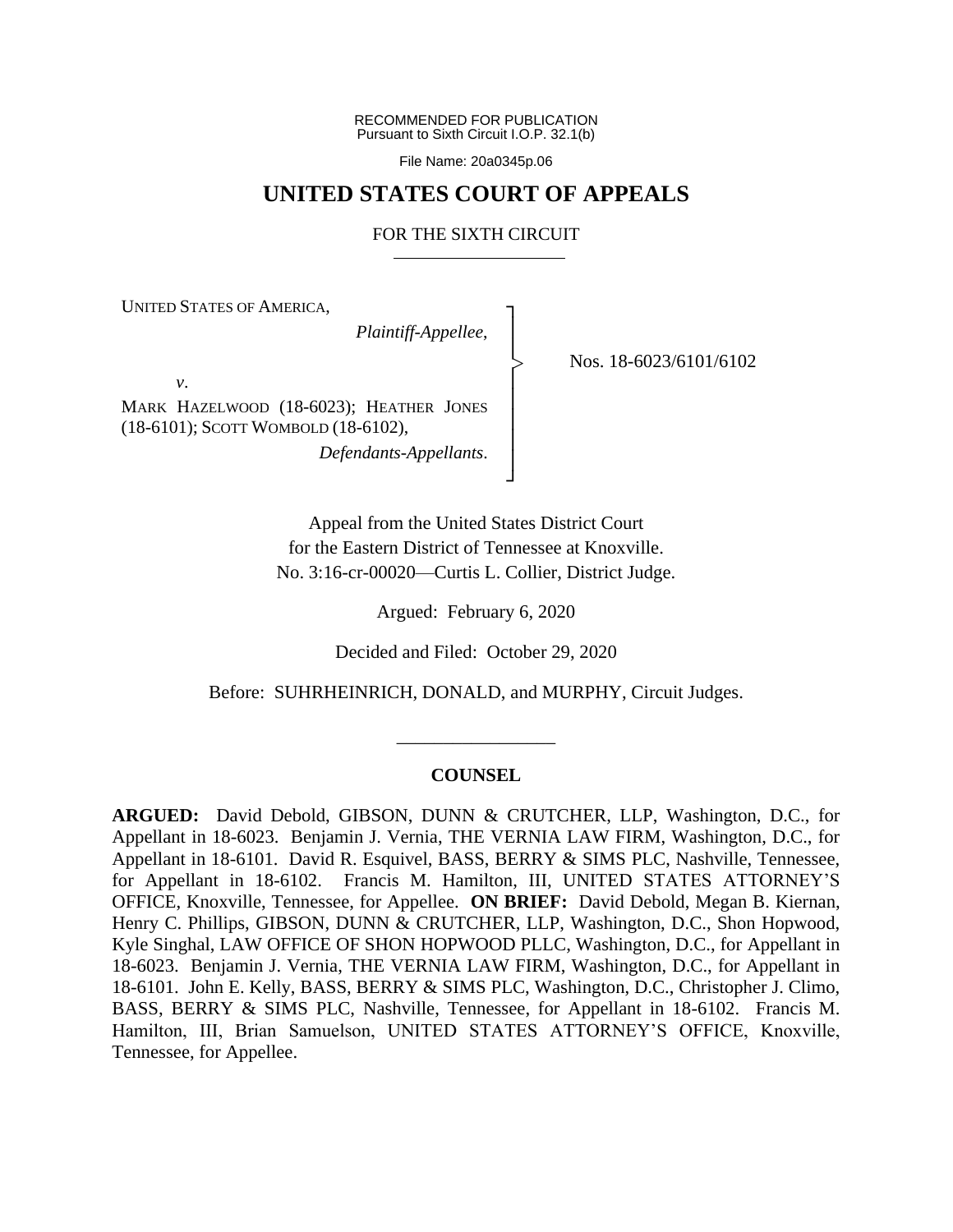RECOMMENDED FOR PUBLICATION
Pursuant to Sixth Circuit I.O.P. 32.1(b)

File Name: 20a0345p.06

# UNITED STATES COURT OF APPEALS

## FOR THE SIXTH CIRCUIT

UNITED STATES OF AMERICA,

*Plaintiff-Appellee*,

*v*.

MARK HAZELWOOD (18-6023); HEATHER JONES (18-6101); SCOTT WOMBOLD (18-6102),

*Defendants-Appellants*.

Nos. 18-6023/6101/6102

Appeal from the United States District Court for the Eastern District of Tennessee at Knoxville.
No. 3:16-cr-00020—Curtis L. Collier, District Judge.

Argued: February 6, 2020

Decided and Filed: October 29, 2020

Before: SUHRHEINRICH, DONALD, and MURPHY, Circuit Judges.

---

**COUNSEL**

**ARGUED:** David Debold, GIBSON, DUNN & CRUTCHER, LLP, Washington, D.C., for Appellant in 18-6023. Benjamin J. Vernia, THE VERNIA LAW FIRM, Washington, D.C., for Appellant in 18-6101. David R. Esquivel, BASS, BERRY & SIMS PLC, Nashville, Tennessee, for Appellant in 18-6102. Francis M. Hamilton, III, UNITED STATES ATTORNEY'S OFFICE, Knoxville, Tennessee, for Appellee. **ON BRIEF:** David Debold, Megan B. Kiernan, Henry C. Phillips, GIBSON, DUNN & CRUTCHER, LLP, Washington, D.C., Shon Hopwood, Kyle Singhal, LAW OFFICE OF SHON HOPWOOD PLLC, Washington, D.C., for Appellant in 18-6023. Benjamin J. Vernia, THE VERNIA LAW FIRM, Washington, D.C., for Appellant in 18-6101. John E. Kelly, BASS, BERRY & SIMS PLC, Washington, D.C., Christopher J. Climo, BASS, BERRY & SIMS PLC, Nashville, Tennessee, for Appellant in 18-6102. Francis M. Hamilton, III, Brian Samuelson, UNITED STATES ATTORNEY'S OFFICE, Knoxville, Tennessee, for Appellee.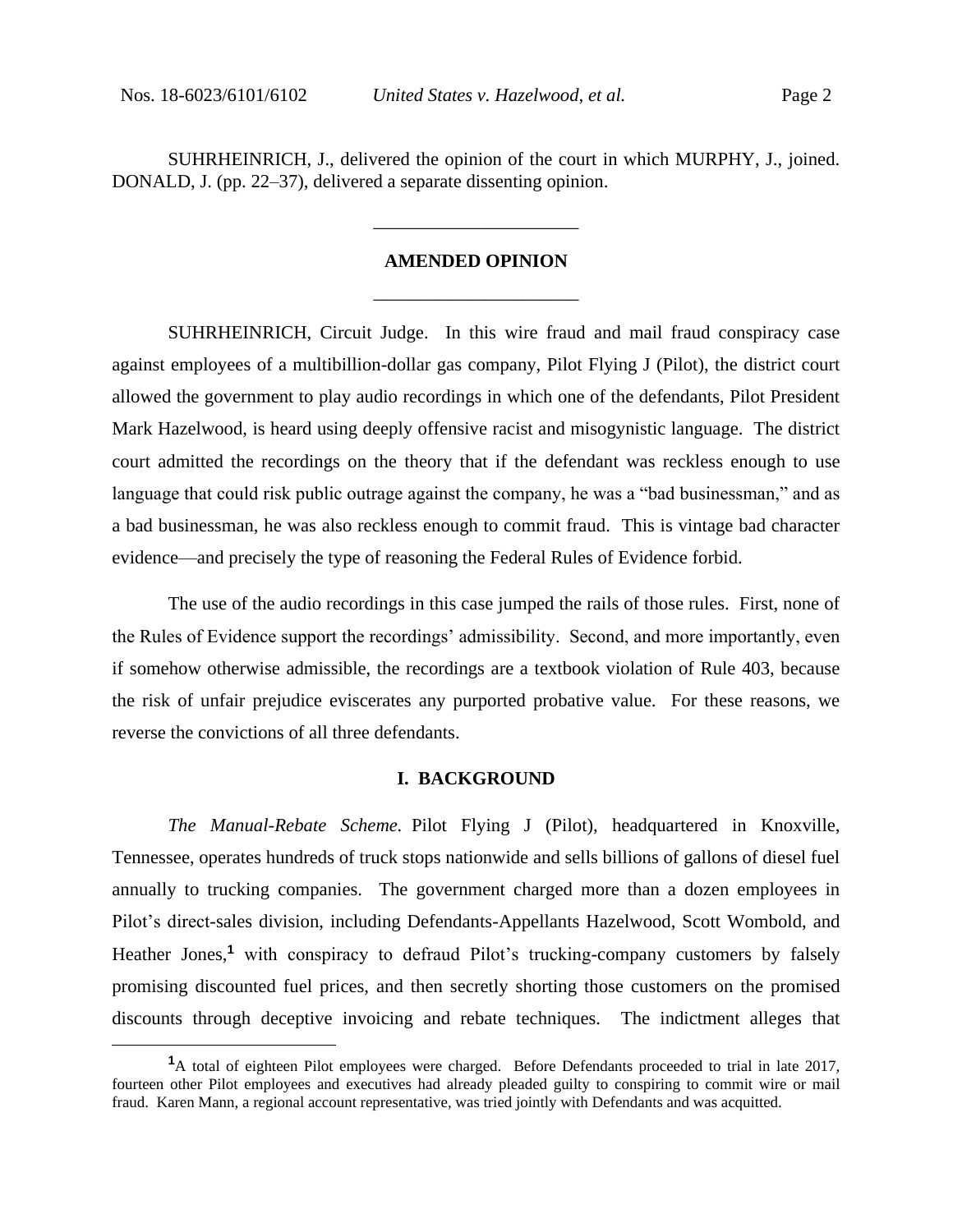SUHRHEINRICH, J., delivered the opinion of the court in which MURPHY, J., joined. DONALD, J. (pp. 22–37), delivered a separate dissenting opinion.

---

## AMENDED OPINION

---

SUHRHEINRICH, Circuit Judge. In this wire fraud and mail fraud conspiracy case against employees of a multibillion-dollar gas company, Pilot Flying J (Pilot), the district court allowed the government to play audio recordings in which one of the defendants, Pilot President Mark Hazelwood, is heard using deeply offensive racist and misogynistic language. The district court admitted the recordings on the theory that if the defendant was reckless enough to use language that could risk public outrage against the company, he was a "bad businessman," and as a bad businessman, he was also reckless enough to commit fraud. This is vintage bad character evidence—and precisely the type of reasoning the Federal Rules of Evidence forbid.

The use of the audio recordings in this case jumped the rails of those rules. First, none of the Rules of Evidence support the recordings' admissibility. Second, and more importantly, even if somehow otherwise admissible, the recordings are a textbook violation of Rule 403, because the risk of unfair prejudice eviscerates any purported probative value. For these reasons, we reverse the convictions of all three defendants.

### I. BACKGROUND

*The Manual-Rebate Scheme.* Pilot Flying J (Pilot), headquartered in Knoxville, Tennessee, operates hundreds of truck stops nationwide and sells billions of gallons of diesel fuel annually to trucking companies. The government charged more than a dozen employees in Pilot's direct-sales division, including Defendants-Appellants Hazelwood, Scott Wombold, and Heather Jones,[1] with conspiracy to defraud Pilot's trucking-company customers by falsely promising discounted fuel prices, and then secretly shorting those customers on the promised discounts through deceptive invoicing and rebate techniques. The indictment alleges that

---

[1] A total of eighteen Pilot employees were charged. Before Defendants proceeded to trial in late 2017, fourteen other Pilot employees and executives had already pleaded guilty to conspiring to commit wire or mail fraud. Karen Mann, a regional account representative, was tried jointly with Defendants and was acquitted.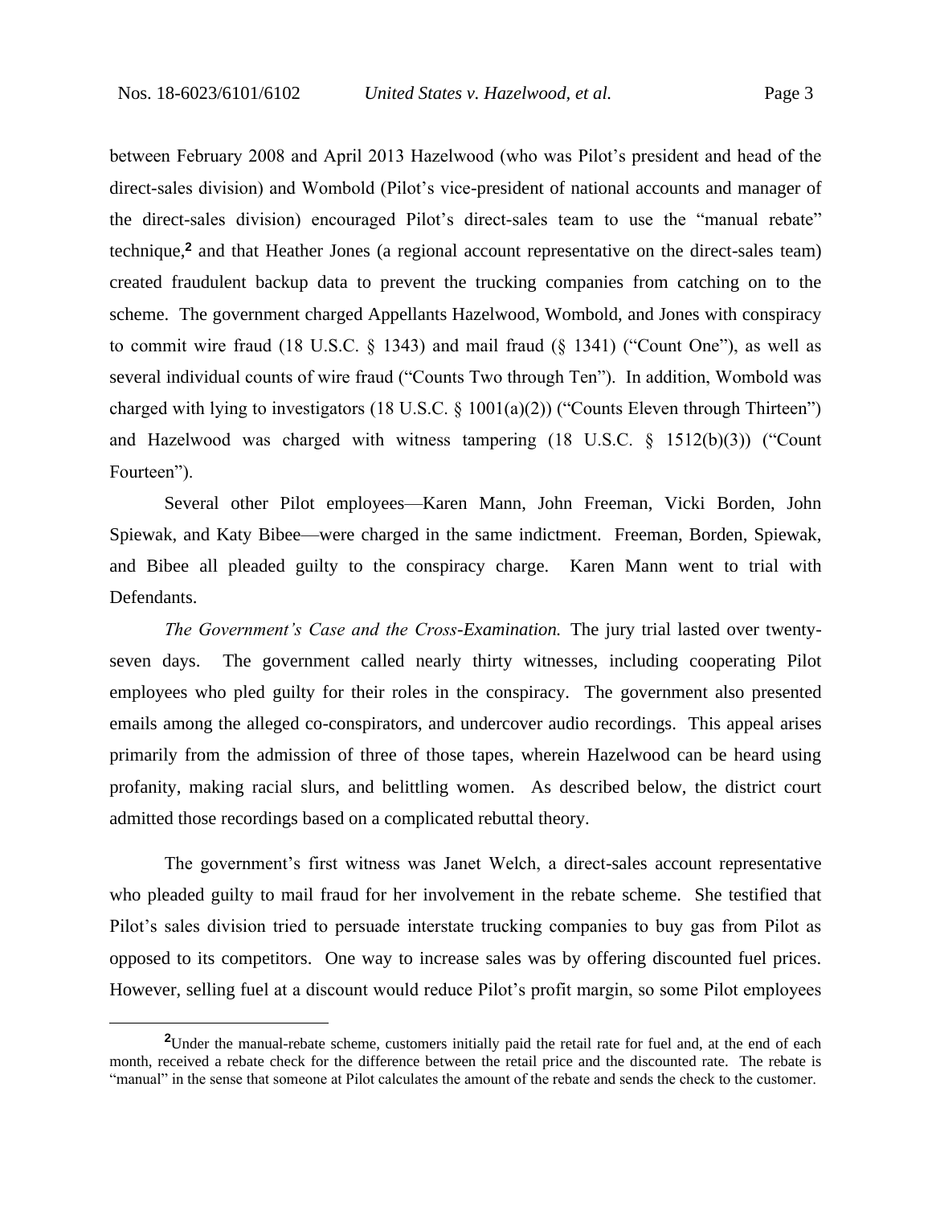between February 2008 and April 2013 Hazelwood (who was Pilot's president and head of the direct-sales division) and Wombold (Pilot's vice-president of national accounts and manager of the direct-sales division) encouraged Pilot's direct-sales team to use the "manual rebate" technique,[2] and that Heather Jones (a regional account representative on the direct-sales team) created fraudulent backup data to prevent the trucking companies from catching on to the scheme. The government charged Appellants Hazelwood, Wombold, and Jones with conspiracy to commit wire fraud (18 U.S.C. § 1343) and mail fraud (§ 1341) ("Count One"), as well as several individual counts of wire fraud ("Counts Two through Ten"). In addition, Wombold was charged with lying to investigators (18 U.S.C. § 1001(a)(2)) ("Counts Eleven through Thirteen") and Hazelwood was charged with witness tampering (18 U.S.C. § 1512(b)(3)) ("Count Fourteen").

Several other Pilot employees—Karen Mann, John Freeman, Vicki Borden, John Spiewak, and Katy Bibee—were charged in the same indictment. Freeman, Borden, Spiewak, and Bibee all pleaded guilty to the conspiracy charge. Karen Mann went to trial with Defendants.

*The Government's Case and the Cross-Examination.* The jury trial lasted over twenty-seven days. The government called nearly thirty witnesses, including cooperating Pilot employees who pled guilty for their roles in the conspiracy. The government also presented emails among the alleged co-conspirators, and undercover audio recordings. This appeal arises primarily from the admission of three of those tapes, wherein Hazelwood can be heard using profanity, making racial slurs, and belittling women. As described below, the district court admitted those recordings based on a complicated rebuttal theory.

The government's first witness was Janet Welch, a direct-sales account representative who pleaded guilty to mail fraud for her involvement in the rebate scheme. She testified that Pilot's sales division tried to persuade interstate trucking companies to buy gas from Pilot as opposed to its competitors. One way to increase sales was by offering discounted fuel prices. However, selling fuel at a discount would reduce Pilot's profit margin, so some Pilot employees

[2] Under the manual-rebate scheme, customers initially paid the retail rate for fuel and, at the end of each month, received a rebate check for the difference between the retail price and the discounted rate. The rebate is "manual" in the sense that someone at Pilot calculates the amount of the rebate and sends the check to the customer.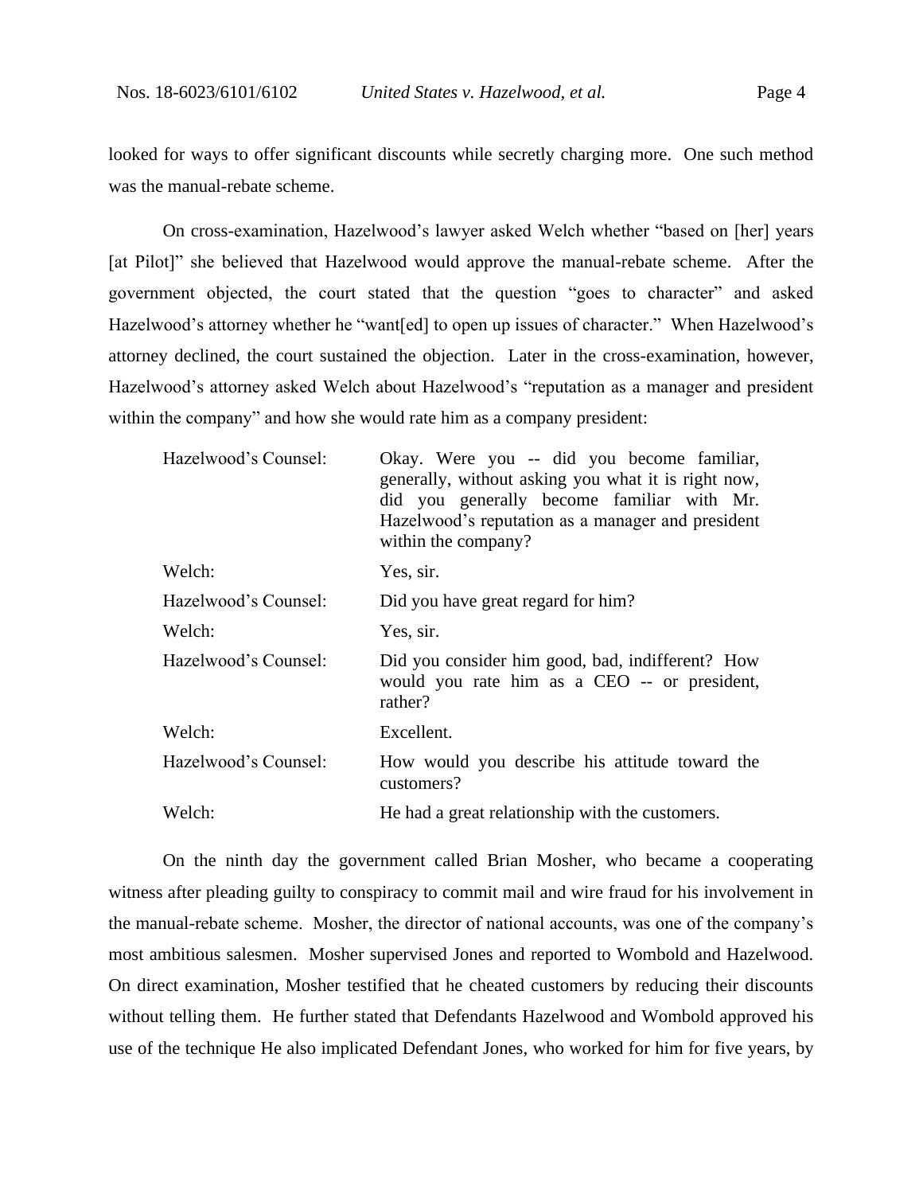looked for ways to offer significant discounts while secretly charging more. One such method was the manual-rebate scheme.

On cross-examination, Hazelwood's lawyer asked Welch whether "based on [her] years [at Pilot]" she believed that Hazelwood would approve the manual-rebate scheme. After the government objected, the court stated that the question "goes to character" and asked Hazelwood's attorney whether he "want[ed] to open up issues of character." When Hazelwood's attorney declined, the court sustained the objection. Later in the cross-examination, however, Hazelwood's attorney asked Welch about Hazelwood's "reputation as a manager and president within the company" and how she would rate him as a company president:

| | |
|---|---|
| Hazelwood's Counsel: | Okay. Were you -- did you become familiar, generally, without asking you what it is right now, did you generally become familiar with Mr. Hazelwood's reputation as a manager and president within the company? |
| Welch: | Yes, sir. |
| Hazelwood's Counsel: | Did you have great regard for him? |
| Welch: | Yes, sir. |
| Hazelwood's Counsel: | Did you consider him good, bad, indifferent? How would you rate him as a CEO -- or president, rather? |
| Welch: | Excellent. |
| Hazelwood's Counsel: | How would you describe his attitude toward the customers? |
| Welch: | He had a great relationship with the customers. |

On the ninth day the government called Brian Mosher, who became a cooperating witness after pleading guilty to conspiracy to commit mail and wire fraud for his involvement in the manual-rebate scheme. Mosher, the director of national accounts, was one of the company's most ambitious salesmen. Mosher supervised Jones and reported to Wombold and Hazelwood. On direct examination, Mosher testified that he cheated customers by reducing their discounts without telling them. He further stated that Defendants Hazelwood and Wombold approved his use of the technique He also implicated Defendant Jones, who worked for him for five years, by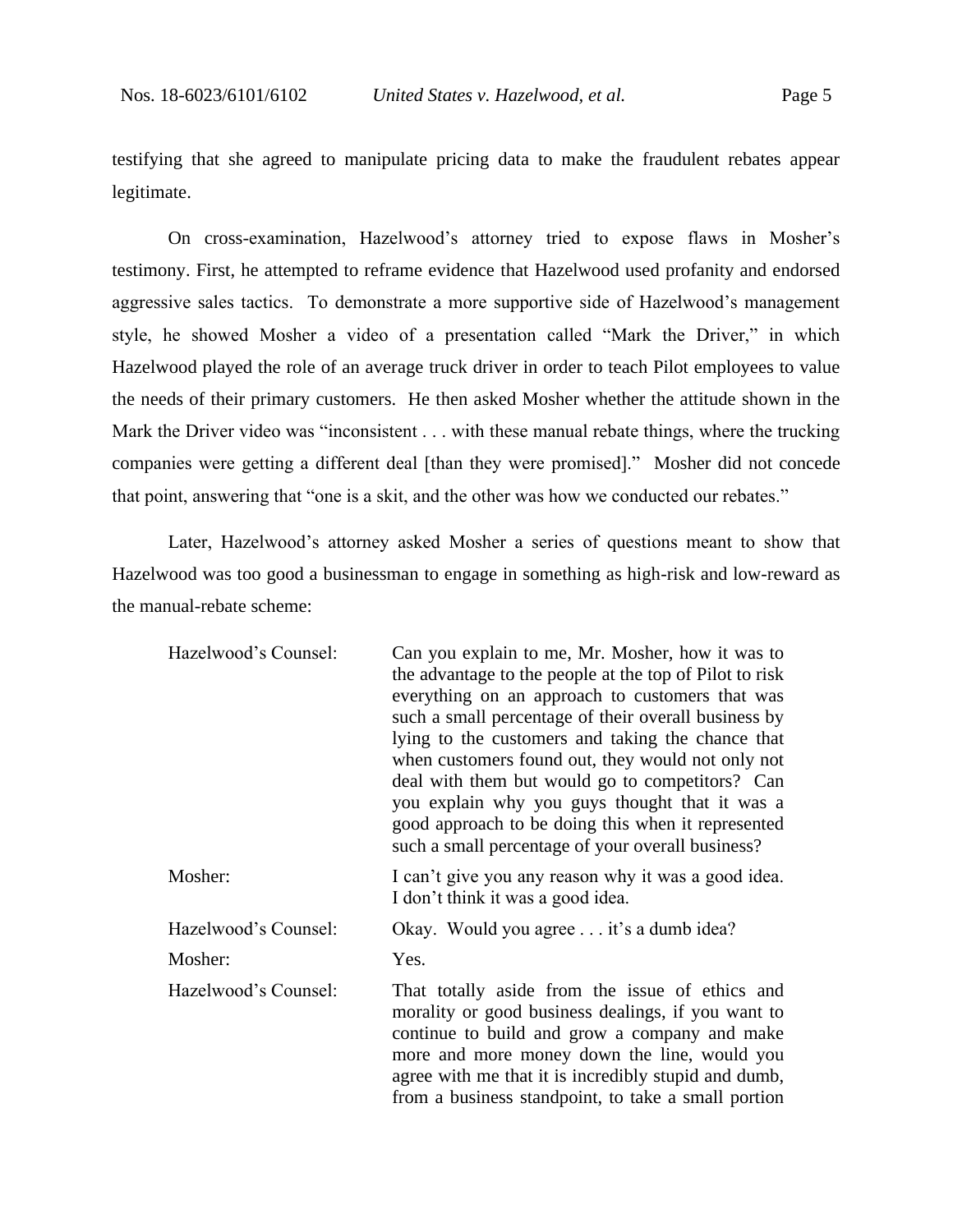testifying that she agreed to manipulate pricing data to make the fraudulent rebates appear legitimate.

On cross-examination, Hazelwood's attorney tried to expose flaws in Mosher's testimony. First, he attempted to reframe evidence that Hazelwood used profanity and endorsed aggressive sales tactics. To demonstrate a more supportive side of Hazelwood's management style, he showed Mosher a video of a presentation called "Mark the Driver," in which Hazelwood played the role of an average truck driver in order to teach Pilot employees to value the needs of their primary customers. He then asked Mosher whether the attitude shown in the Mark the Driver video was "inconsistent . . . with these manual rebate things, where the trucking companies were getting a different deal [than they were promised]." Mosher did not concede that point, answering that "one is a skit, and the other was how we conducted our rebates."

Later, Hazelwood's attorney asked Mosher a series of questions meant to show that Hazelwood was too good a businessman to engage in something as high-risk and low-reward as the manual-rebate scheme:

| | |
|---|---|
| Hazelwood's Counsel: | Can you explain to me, Mr. Mosher, how it was to the advantage to the people at the top of Pilot to risk everything on an approach to customers that was such a small percentage of their overall business by lying to the customers and taking the chance that when customers found out, they would not only not deal with them but would go to competitors? Can you explain why you guys thought that it was a good approach to be doing this when it represented such a small percentage of your overall business? |
| Mosher: | I can't give you any reason why it was a good idea. I don't think it was a good idea. |
| Hazelwood's Counsel: | Okay. Would you agree . . . it's a dumb idea? |
| Mosher: | Yes. |
| Hazelwood's Counsel: | That totally aside from the issue of ethics and morality or good business dealings, if you want to continue to build and grow a company and make more and more money down the line, would you agree with me that it is incredibly stupid and dumb, from a business standpoint, to take a small portion |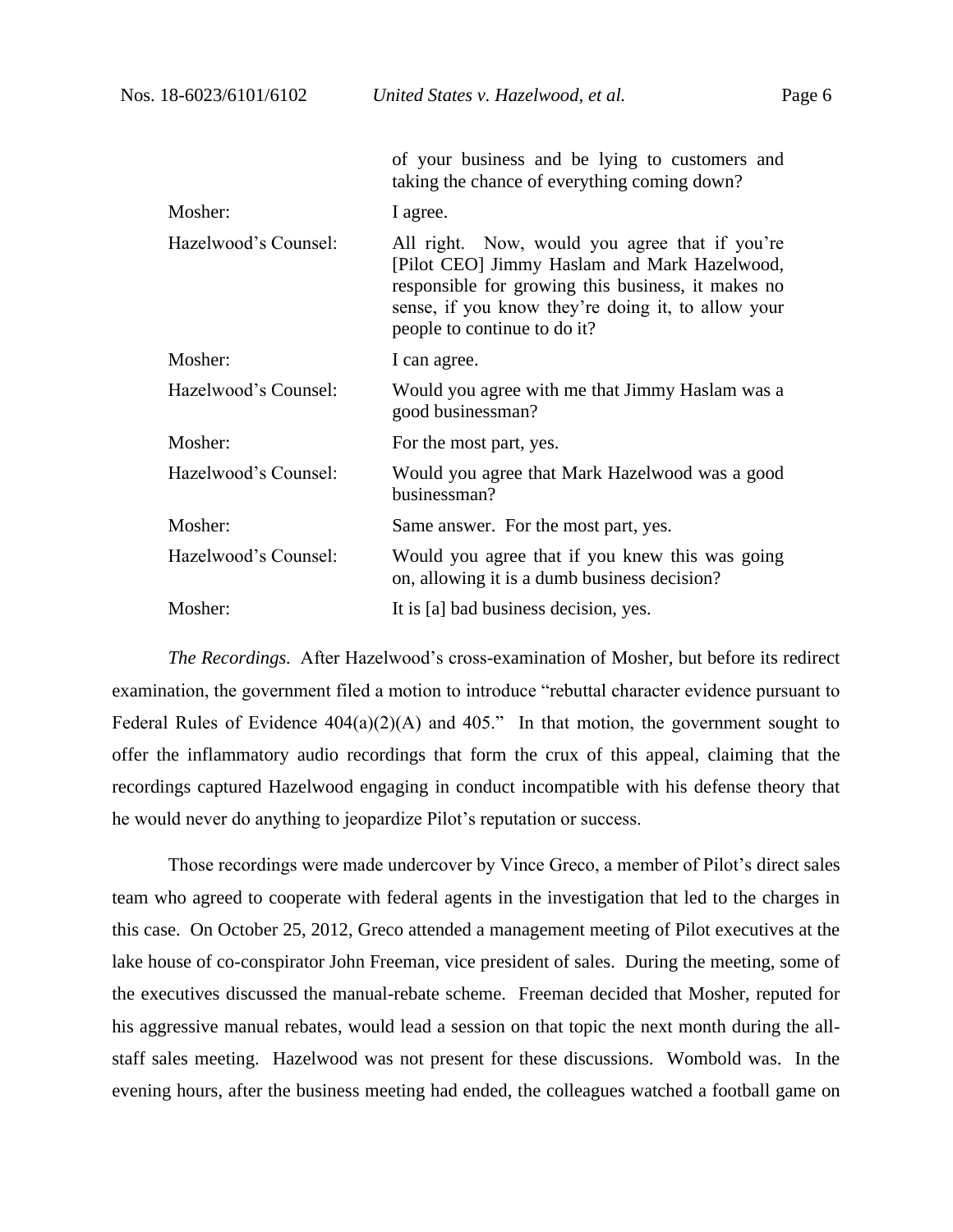| | |
|---|---|
| | of your business and be lying to customers and taking the chance of everything coming down? |
| Mosher: | I agree. |
| Hazelwood's Counsel: | All right. Now, would you agree that if you're [Pilot CEO] Jimmy Haslam and Mark Hazelwood, responsible for growing this business, it makes no sense, if you know they're doing it, to allow your people to continue to do it? |
| Mosher: | I can agree. |
| Hazelwood's Counsel: | Would you agree with me that Jimmy Haslam was a good businessman? |
| Mosher: | For the most part, yes. |
| Hazelwood's Counsel: | Would you agree that Mark Hazelwood was a good businessman? |
| Mosher: | Same answer. For the most part, yes. |
| Hazelwood's Counsel: | Would you agree that if you knew this was going on, allowing it is a dumb business decision? |
| Mosher: | It is [a] bad business decision, yes. |

*The Recordings.* After Hazelwood's cross-examination of Mosher, but before its redirect examination, the government filed a motion to introduce "rebuttal character evidence pursuant to Federal Rules of Evidence 404(a)(2)(A) and 405." In that motion, the government sought to offer the inflammatory audio recordings that form the crux of this appeal, claiming that the recordings captured Hazelwood engaging in conduct incompatible with his defense theory that he would never do anything to jeopardize Pilot's reputation or success.

Those recordings were made undercover by Vince Greco, a member of Pilot's direct sales team who agreed to cooperate with federal agents in the investigation that led to the charges in this case. On October 25, 2012, Greco attended a management meeting of Pilot executives at the lake house of co-conspirator John Freeman, vice president of sales. During the meeting, some of the executives discussed the manual-rebate scheme. Freeman decided that Mosher, reputed for his aggressive manual rebates, would lead a session on that topic the next month during the all-staff sales meeting. Hazelwood was not present for these discussions. Wombold was. In the evening hours, after the business meeting had ended, the colleagues watched a football game on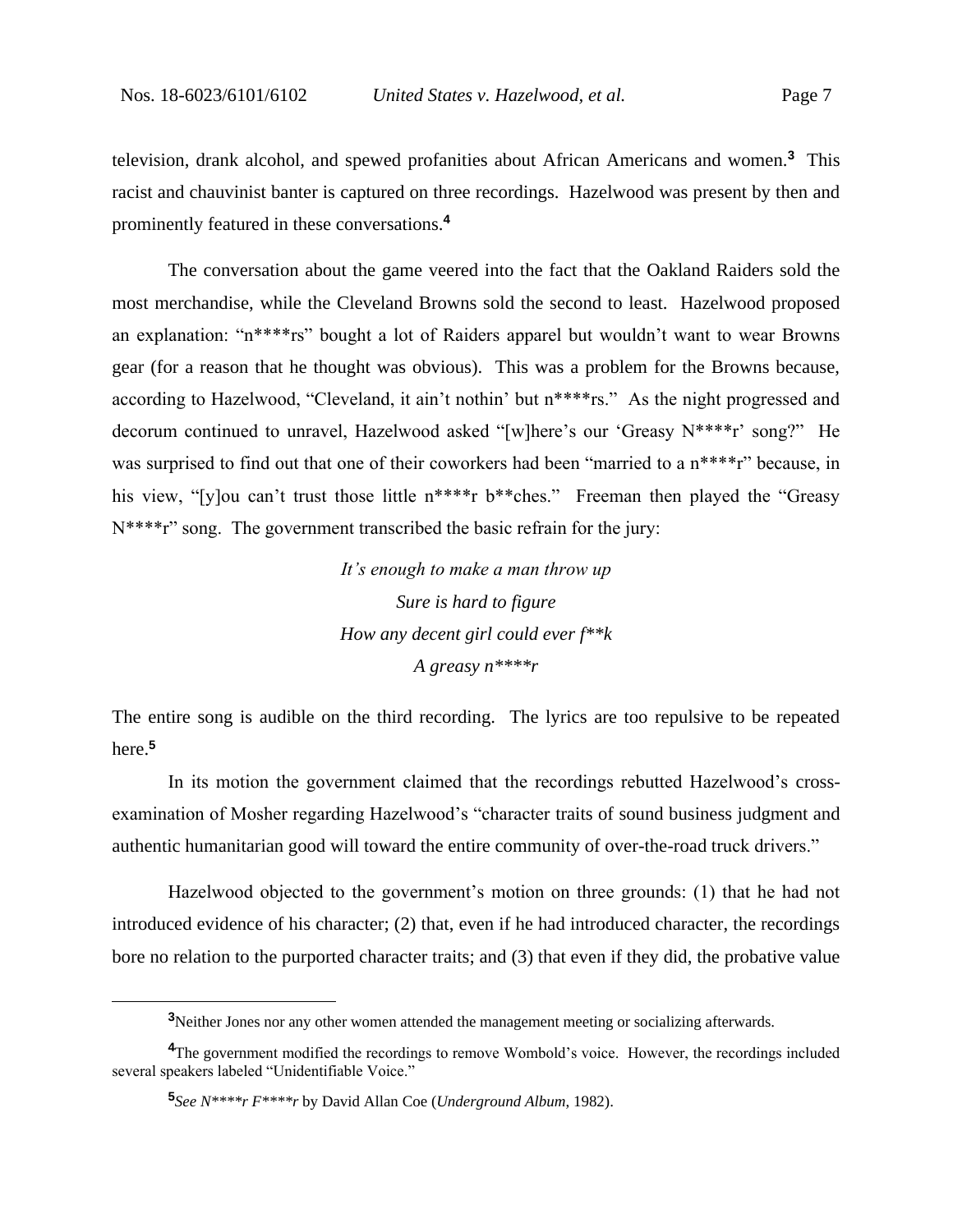television, drank alcohol, and spewed profanities about African Americans and women.[3] This racist and chauvinist banter is captured on three recordings. Hazelwood was present by then and prominently featured in these conversations.[4]

The conversation about the game veered into the fact that the Oakland Raiders sold the most merchandise, while the Cleveland Browns sold the second to least. Hazelwood proposed an explanation: "n****rs" bought a lot of Raiders apparel but wouldn't want to wear Browns gear (for a reason that he thought was obvious). This was a problem for the Browns because, according to Hazelwood, "Cleveland, it ain't nothin' but n****rs." As the night progressed and decorum continued to unravel, Hazelwood asked "[w]here's our 'Greasy N****r' song?" He was surprised to find out that one of their coworkers had been "married to a n****r" because, in his view, "[y]ou can't trust those little n****r b**ches." Freeman then played the "Greasy N****r" song. The government transcribed the basic refrain for the jury:

*It's enough to make a man throw up*
*Sure is hard to figure*
*How any decent girl could ever f**k*
*A greasy n****r*

The entire song is audible on the third recording. The lyrics are too repulsive to be repeated here.[5]

In its motion the government claimed that the recordings rebutted Hazelwood's cross-examination of Mosher regarding Hazelwood's "character traits of sound business judgment and authentic humanitarian good will toward the entire community of over-the-road truck drivers."

Hazelwood objected to the government's motion on three grounds: (1) that he had not introduced evidence of his character; (2) that, even if he had introduced character, the recordings bore no relation to the purported character traits; and (3) that even if they did, the probative value

---

[3] Neither Jones nor any other women attended the management meeting or socializing afterwards.

[4] The government modified the recordings to remove Wombold's voice. However, the recordings included several speakers labeled "Unidentifiable Voice."

[5] *See N****r F****r* by David Allan Coe (*Underground Album,* 1982).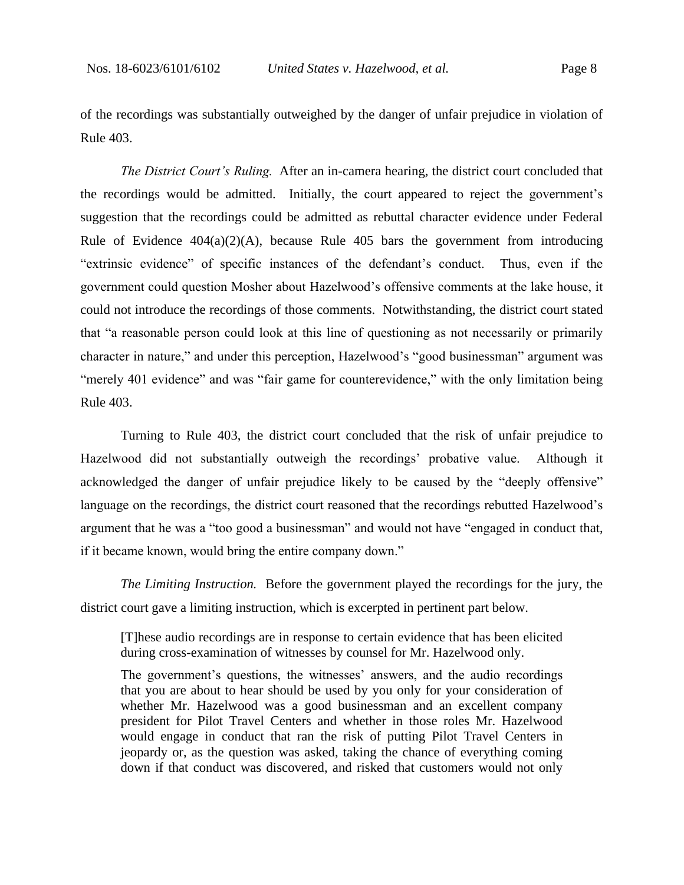of the recordings was substantially outweighed by the danger of unfair prejudice in violation of Rule 403.

*The District Court's Ruling.* After an in-camera hearing, the district court concluded that the recordings would be admitted. Initially, the court appeared to reject the government's suggestion that the recordings could be admitted as rebuttal character evidence under Federal Rule of Evidence 404(a)(2)(A), because Rule 405 bars the government from introducing "extrinsic evidence" of specific instances of the defendant's conduct. Thus, even if the government could question Mosher about Hazelwood's offensive comments at the lake house, it could not introduce the recordings of those comments. Notwithstanding, the district court stated that "a reasonable person could look at this line of questioning as not necessarily or primarily character in nature," and under this perception, Hazelwood's "good businessman" argument was "merely 401 evidence" and was "fair game for counterevidence," with the only limitation being Rule 403.

Turning to Rule 403, the district court concluded that the risk of unfair prejudice to Hazelwood did not substantially outweigh the recordings' probative value. Although it acknowledged the danger of unfair prejudice likely to be caused by the "deeply offensive" language on the recordings, the district court reasoned that the recordings rebutted Hazelwood's argument that he was a "too good a businessman" and would not have "engaged in conduct that, if it became known, would bring the entire company down."

*The Limiting Instruction.* Before the government played the recordings for the jury, the district court gave a limiting instruction, which is excerpted in pertinent part below.

> [T]hese audio recordings are in response to certain evidence that has been elicited during cross-examination of witnesses by counsel for Mr. Hazelwood only.
>
> The government's questions, the witnesses' answers, and the audio recordings that you are about to hear should be used by you only for your consideration of whether Mr. Hazelwood was a good businessman and an excellent company president for Pilot Travel Centers and whether in those roles Mr. Hazelwood would engage in conduct that ran the risk of putting Pilot Travel Centers in jeopardy or, as the question was asked, taking the chance of everything coming down if that conduct was discovered, and risked that customers would not only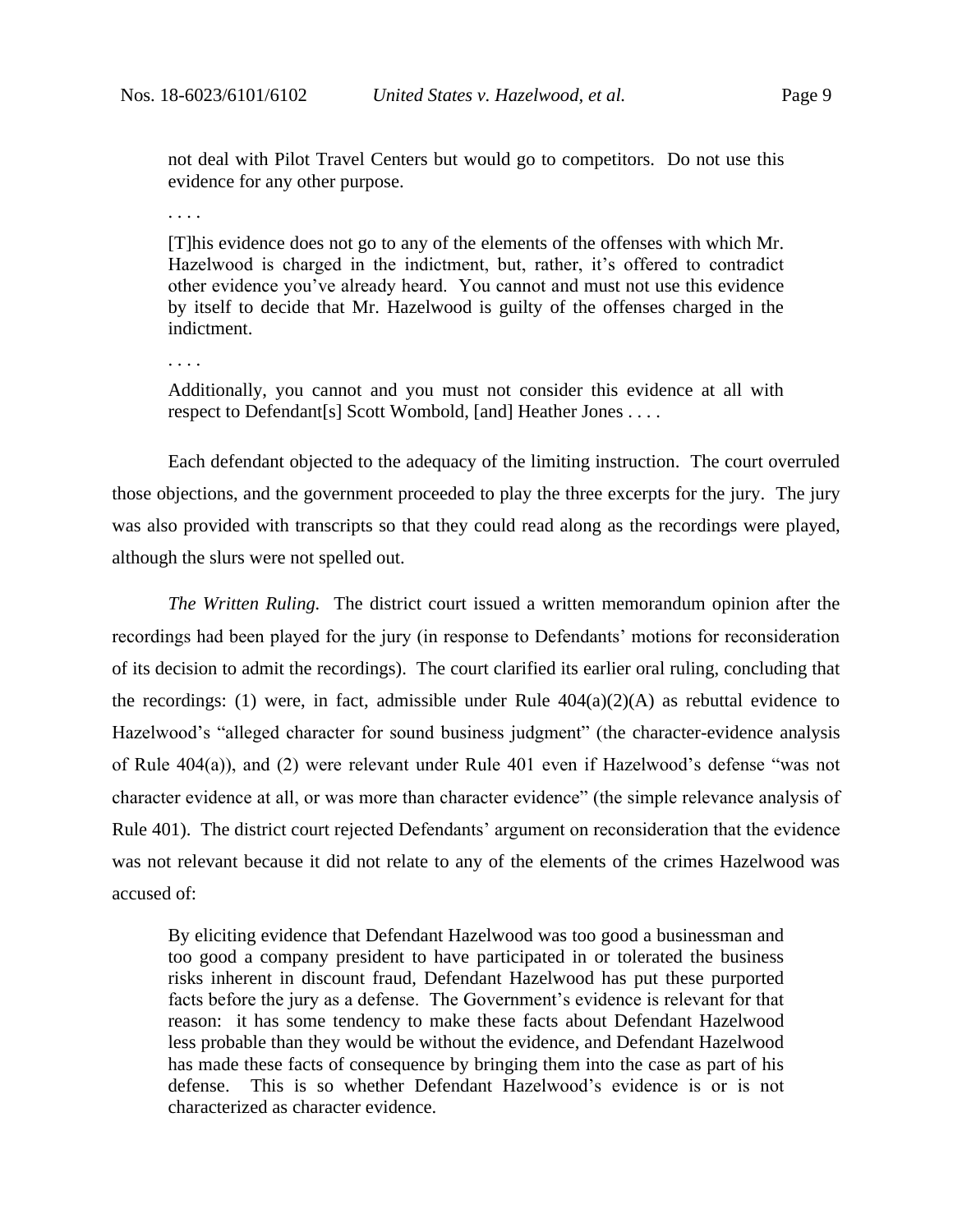> not deal with Pilot Travel Centers but would go to competitors. Do not use this evidence for any other purpose.
>
> . . . .
>
> [T]his evidence does not go to any of the elements of the offenses with which Mr. Hazelwood is charged in the indictment, but, rather, it's offered to contradict other evidence you've already heard. You cannot and must not use this evidence by itself to decide that Mr. Hazelwood is guilty of the offenses charged in the indictment.
>
> . . . .
>
> Additionally, you cannot and you must not consider this evidence at all with respect to Defendant[s] Scott Wombold, [and] Heather Jones . . . .

Each defendant objected to the adequacy of the limiting instruction. The court overruled those objections, and the government proceeded to play the three excerpts for the jury. The jury was also provided with transcripts so that they could read along as the recordings were played, although the slurs were not spelled out.

*The Written Ruling.* The district court issued a written memorandum opinion after the recordings had been played for the jury (in response to Defendants' motions for reconsideration of its decision to admit the recordings). The court clarified its earlier oral ruling, concluding that the recordings: (1) were, in fact, admissible under Rule 404(a)(2)(A) as rebuttal evidence to Hazelwood's "alleged character for sound business judgment" (the character-evidence analysis of Rule 404(a)), and (2) were relevant under Rule 401 even if Hazelwood's defense "was not character evidence at all, or was more than character evidence" (the simple relevance analysis of Rule 401). The district court rejected Defendants' argument on reconsideration that the evidence was not relevant because it did not relate to any of the elements of the crimes Hazelwood was accused of:

> By eliciting evidence that Defendant Hazelwood was too good a businessman and too good a company president to have participated in or tolerated the business risks inherent in discount fraud, Defendant Hazelwood has put these purported facts before the jury as a defense. The Government's evidence is relevant for that reason: it has some tendency to make these facts about Defendant Hazelwood less probable than they would be without the evidence, and Defendant Hazelwood has made these facts of consequence by bringing them into the case as part of his defense. This is so whether Defendant Hazelwood's evidence is or is not characterized as character evidence.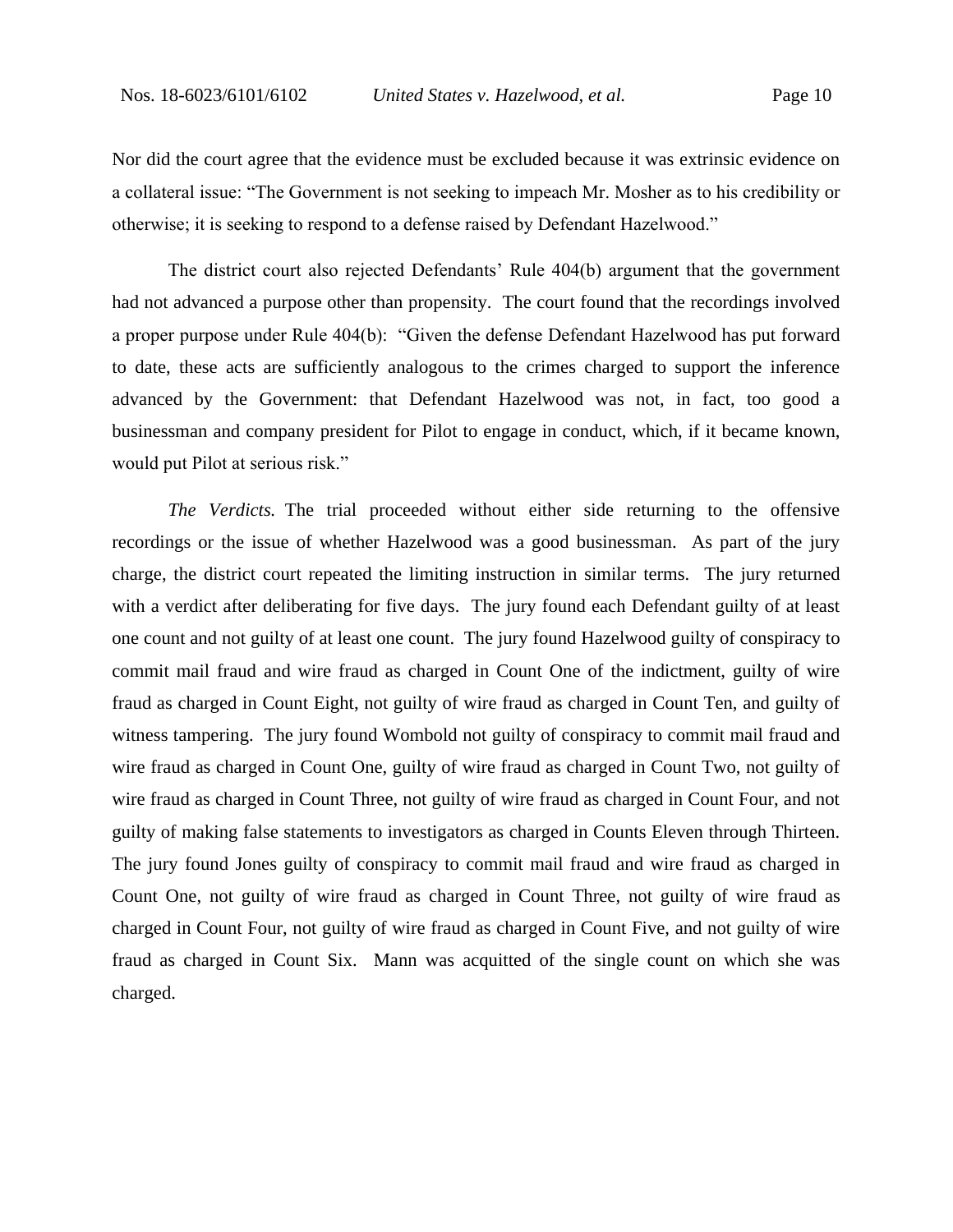Nor did the court agree that the evidence must be excluded because it was extrinsic evidence on a collateral issue: "The Government is not seeking to impeach Mr. Mosher as to his credibility or otherwise; it is seeking to respond to a defense raised by Defendant Hazelwood."

The district court also rejected Defendants' Rule 404(b) argument that the government had not advanced a purpose other than propensity. The court found that the recordings involved a proper purpose under Rule 404(b): "Given the defense Defendant Hazelwood has put forward to date, these acts are sufficiently analogous to the crimes charged to support the inference advanced by the Government: that Defendant Hazelwood was not, in fact, too good a businessman and company president for Pilot to engage in conduct, which, if it became known, would put Pilot at serious risk."

*The Verdicts.* The trial proceeded without either side returning to the offensive recordings or the issue of whether Hazelwood was a good businessman. As part of the jury charge, the district court repeated the limiting instruction in similar terms. The jury returned with a verdict after deliberating for five days. The jury found each Defendant guilty of at least one count and not guilty of at least one count. The jury found Hazelwood guilty of conspiracy to commit mail fraud and wire fraud as charged in Count One of the indictment, guilty of wire fraud as charged in Count Eight, not guilty of wire fraud as charged in Count Ten, and guilty of witness tampering. The jury found Wombold not guilty of conspiracy to commit mail fraud and wire fraud as charged in Count One, guilty of wire fraud as charged in Count Two, not guilty of wire fraud as charged in Count Three, not guilty of wire fraud as charged in Count Four, and not guilty of making false statements to investigators as charged in Counts Eleven through Thirteen. The jury found Jones guilty of conspiracy to commit mail fraud and wire fraud as charged in Count One, not guilty of wire fraud as charged in Count Three, not guilty of wire fraud as charged in Count Four, not guilty of wire fraud as charged in Count Five, and not guilty of wire fraud as charged in Count Six. Mann was acquitted of the single count on which she was charged.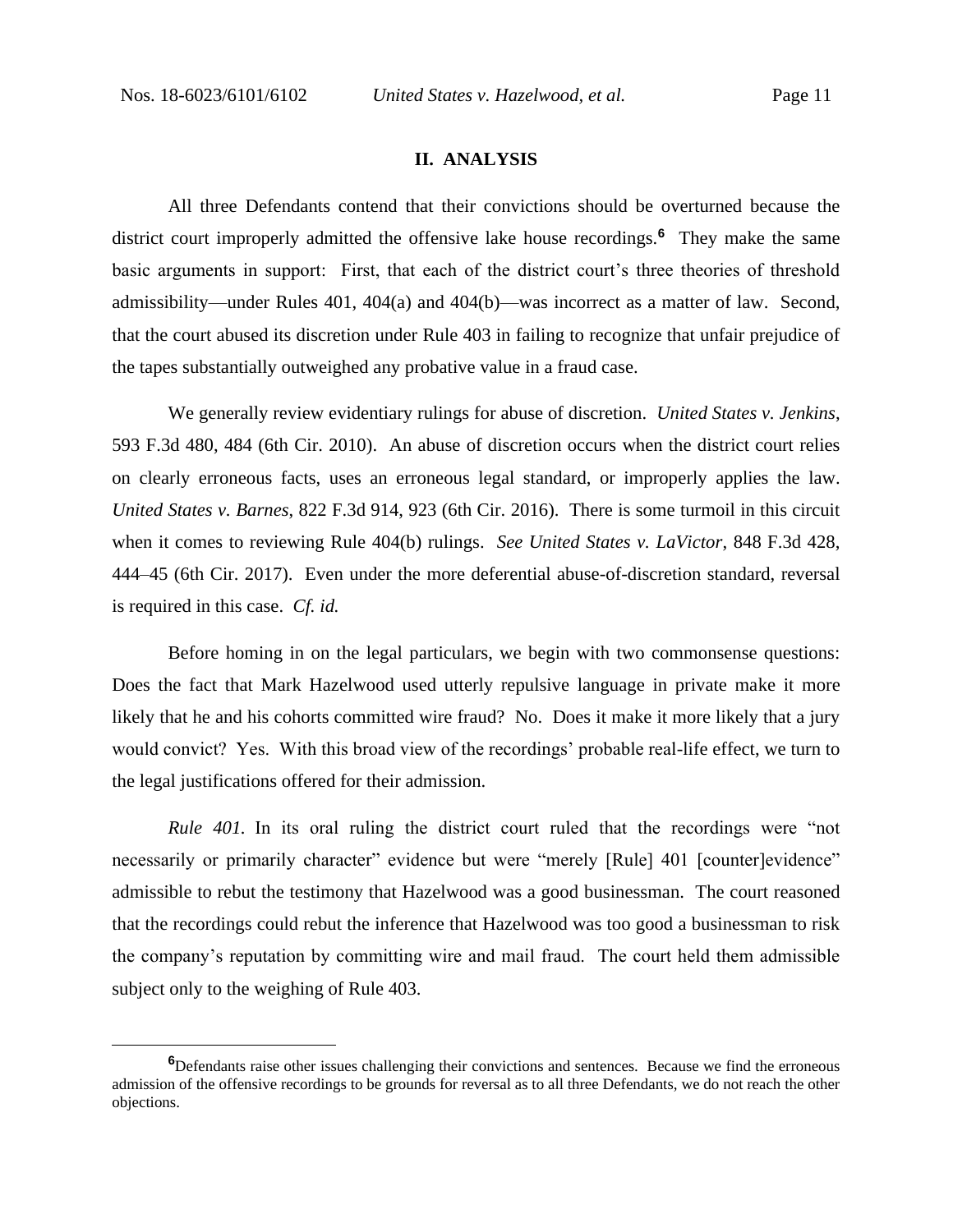## II. ANALYSIS

All three Defendants contend that their convictions should be overturned because the district court improperly admitted the offensive lake house recordings.[6] They make the same basic arguments in support: First, that each of the district court's three theories of threshold admissibility—under Rules 401, 404(a) and 404(b)—was incorrect as a matter of law. Second, that the court abused its discretion under Rule 403 in failing to recognize that unfair prejudice of the tapes substantially outweighed any probative value in a fraud case.

We generally review evidentiary rulings for abuse of discretion. *United States v. Jenkins*, 593 F.3d 480, 484 (6th Cir. 2010). An abuse of discretion occurs when the district court relies on clearly erroneous facts, uses an erroneous legal standard, or improperly applies the law. *United States v. Barnes*, 822 F.3d 914, 923 (6th Cir. 2016). There is some turmoil in this circuit when it comes to reviewing Rule 404(b) rulings. *See United States v. LaVictor*, 848 F.3d 428, 444–45 (6th Cir. 2017). Even under the more deferential abuse-of-discretion standard, reversal is required in this case. *Cf. id.*

Before homing in on the legal particulars, we begin with two commonsense questions: Does the fact that Mark Hazelwood used utterly repulsive language in private make it more likely that he and his cohorts committed wire fraud? No. Does it make it more likely that a jury would convict? Yes. With this broad view of the recordings' probable real-life effect, we turn to the legal justifications offered for their admission.

*Rule 401.* In its oral ruling the district court ruled that the recordings were "not necessarily or primarily character" evidence but were "merely [Rule] 401 [counter]evidence" admissible to rebut the testimony that Hazelwood was a good businessman. The court reasoned that the recordings could rebut the inference that Hazelwood was too good a businessman to risk the company's reputation by committing wire and mail fraud. The court held them admissible subject only to the weighing of Rule 403.

[6] Defendants raise other issues challenging their convictions and sentences. Because we find the erroneous admission of the offensive recordings to be grounds for reversal as to all three Defendants, we do not reach the other objections.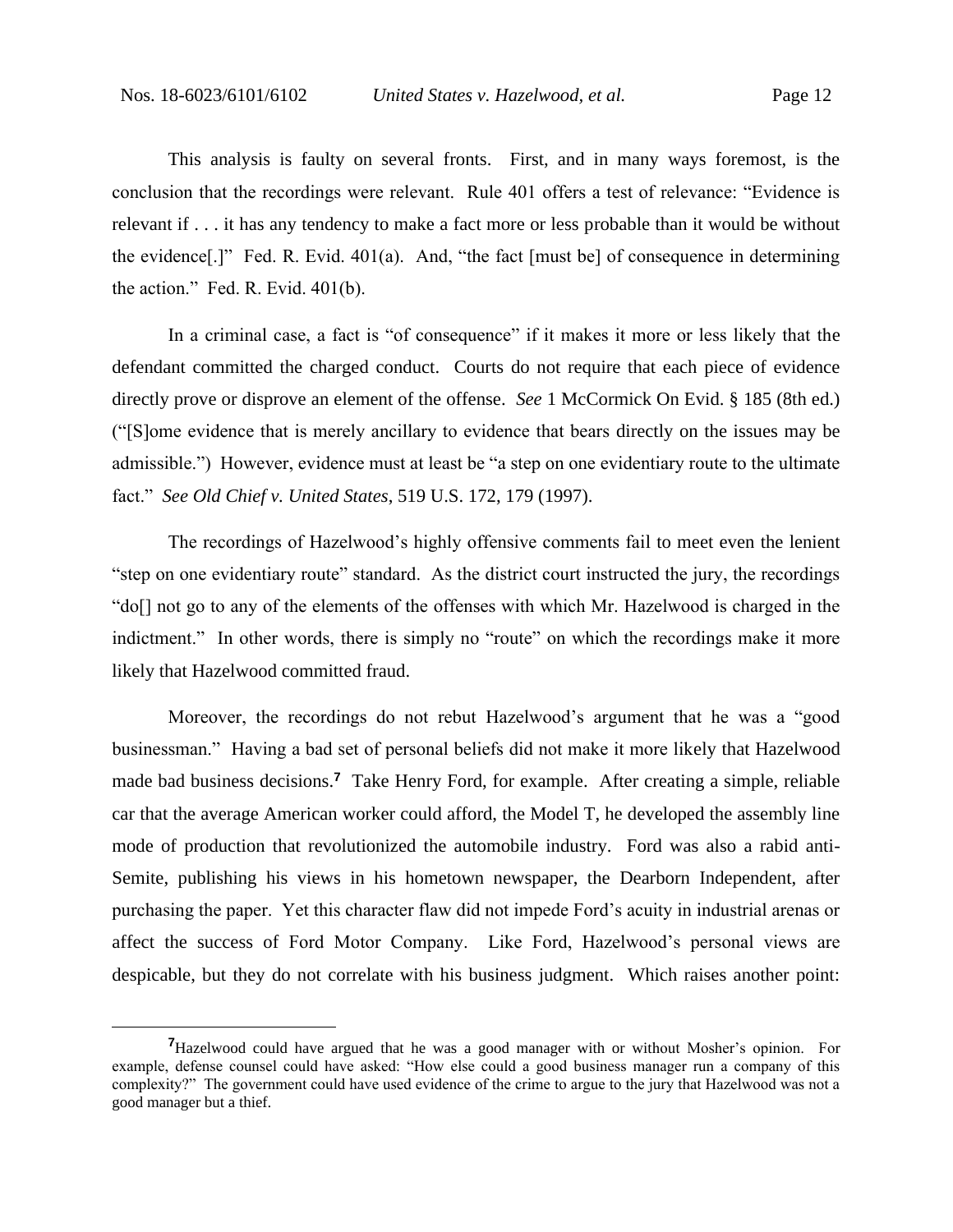This analysis is faulty on several fronts. First, and in many ways foremost, is the conclusion that the recordings were relevant. Rule 401 offers a test of relevance: "Evidence is relevant if . . . it has any tendency to make a fact more or less probable than it would be without the evidence[.]" Fed. R. Evid. 401(a). And, "the fact [must be] of consequence in determining the action." Fed. R. Evid. 401(b).

In a criminal case, a fact is "of consequence" if it makes it more or less likely that the defendant committed the charged conduct. Courts do not require that each piece of evidence directly prove or disprove an element of the offense. *See* 1 McCormick On Evid. § 185 (8th ed.) ("[S]ome evidence that is merely ancillary to evidence that bears directly on the issues may be admissible.") However, evidence must at least be "a step on one evidentiary route to the ultimate fact." *See Old Chief v. United States*, 519 U.S. 172, 179 (1997).

The recordings of Hazelwood's highly offensive comments fail to meet even the lenient "step on one evidentiary route" standard. As the district court instructed the jury, the recordings "do[] not go to any of the elements of the offenses with which Mr. Hazelwood is charged in the indictment." In other words, there is simply no "route" on which the recordings make it more likely that Hazelwood committed fraud.

Moreover, the recordings do not rebut Hazelwood's argument that he was a "good businessman." Having a bad set of personal beliefs did not make it more likely that Hazelwood made bad business decisions.[7] Take Henry Ford, for example. After creating a simple, reliable car that the average American worker could afford, the Model T, he developed the assembly line mode of production that revolutionized the automobile industry. Ford was also a rabid anti-Semite, publishing his views in his hometown newspaper, the Dearborn Independent, after purchasing the paper. Yet this character flaw did not impede Ford's acuity in industrial arenas or affect the success of Ford Motor Company. Like Ford, Hazelwood's personal views are despicable, but they do not correlate with his business judgment. Which raises another point:

[7] Hazelwood could have argued that he was a good manager with or without Mosher's opinion. For example, defense counsel could have asked: "How else could a good business manager run a company of this complexity?" The government could have used evidence of the crime to argue to the jury that Hazelwood was not a good manager but a thief.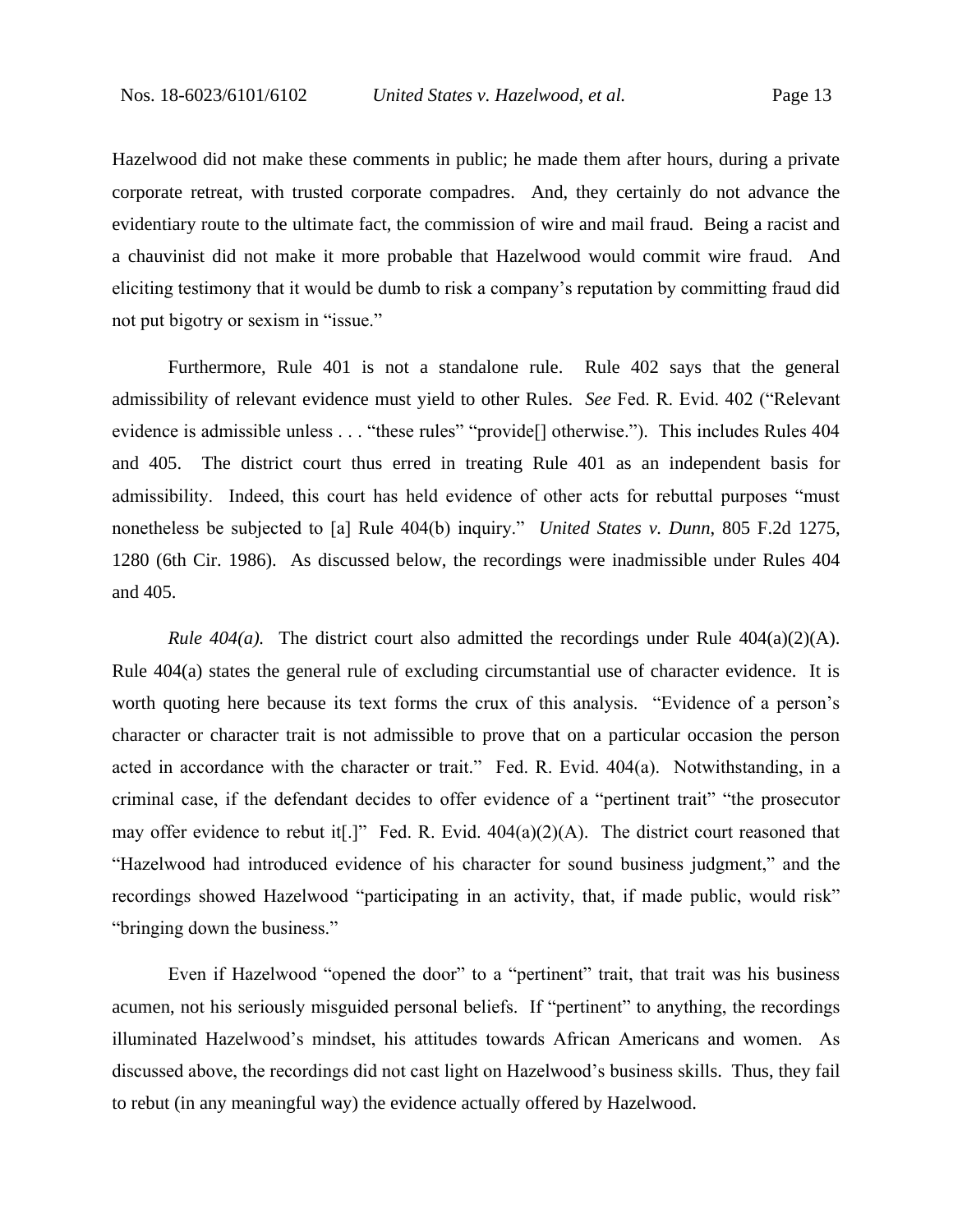Hazelwood did not make these comments in public; he made them after hours, during a private corporate retreat, with trusted corporate compadres. And, they certainly do not advance the evidentiary route to the ultimate fact, the commission of wire and mail fraud. Being a racist and a chauvinist did not make it more probable that Hazelwood would commit wire fraud. And eliciting testimony that it would be dumb to risk a company's reputation by committing fraud did not put bigotry or sexism in "issue."

Furthermore, Rule 401 is not a standalone rule. Rule 402 says that the general admissibility of relevant evidence must yield to other Rules. *See* Fed. R. Evid. 402 ("Relevant evidence is admissible unless . . . "these rules" "provide[] otherwise."). This includes Rules 404 and 405. The district court thus erred in treating Rule 401 as an independent basis for admissibility. Indeed, this court has held evidence of other acts for rebuttal purposes "must nonetheless be subjected to [a] Rule 404(b) inquiry." *United States v. Dunn*, 805 F.2d 1275, 1280 (6th Cir. 1986). As discussed below, the recordings were inadmissible under Rules 404 and 405.

*Rule 404(a).* The district court also admitted the recordings under Rule 404(a)(2)(A). Rule 404(a) states the general rule of excluding circumstantial use of character evidence. It is worth quoting here because its text forms the crux of this analysis. "Evidence of a person's character or character trait is not admissible to prove that on a particular occasion the person acted in accordance with the character or trait." Fed. R. Evid. 404(a). Notwithstanding, in a criminal case, if the defendant decides to offer evidence of a "pertinent trait" "the prosecutor may offer evidence to rebut it[.]" Fed. R. Evid. 404(a)(2)(A). The district court reasoned that "Hazelwood had introduced evidence of his character for sound business judgment," and the recordings showed Hazelwood "participating in an activity, that, if made public, would risk" "bringing down the business."

Even if Hazelwood "opened the door" to a "pertinent" trait, that trait was his business acumen, not his seriously misguided personal beliefs. If "pertinent" to anything, the recordings illuminated Hazelwood's mindset, his attitudes towards African Americans and women. As discussed above, the recordings did not cast light on Hazelwood's business skills. Thus, they fail to rebut (in any meaningful way) the evidence actually offered by Hazelwood.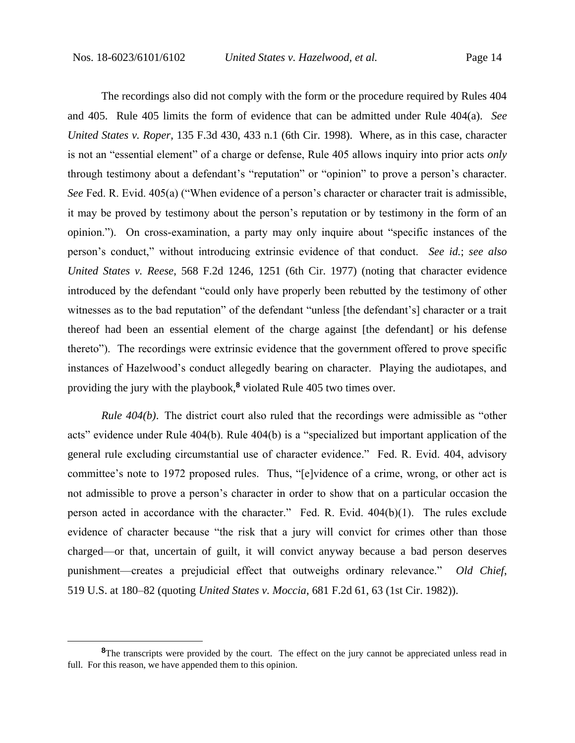The recordings also did not comply with the form or the procedure required by Rules 404 and 405. Rule 405 limits the form of evidence that can be admitted under Rule 404(a). *See United States v. Roper*, 135 F.3d 430, 433 n.1 (6th Cir. 1998). Where, as in this case, character is not an "essential element" of a charge or defense, Rule 405 allows inquiry into prior acts *only* through testimony about a defendant's "reputation" or "opinion" to prove a person's character. *See* Fed. R. Evid. 405(a) ("When evidence of a person's character or character trait is admissible, it may be proved by testimony about the person's reputation or by testimony in the form of an opinion."). On cross-examination, a party may only inquire about "specific instances of the person's conduct," without introducing extrinsic evidence of that conduct. *See id.*; *see also United States v. Reese*, 568 F.2d 1246, 1251 (6th Cir. 1977) (noting that character evidence introduced by the defendant "could only have properly been rebutted by the testimony of other witnesses as to the bad reputation" of the defendant "unless [the defendant's] character or a trait thereof had been an essential element of the charge against [the defendant] or his defense thereto"). The recordings were extrinsic evidence that the government offered to prove specific instances of Hazelwood's conduct allegedly bearing on character. Playing the audiotapes, and providing the jury with the playbook,[8] violated Rule 405 two times over.

*Rule 404(b)*. The district court also ruled that the recordings were admissible as "other acts" evidence under Rule 404(b). Rule 404(b) is a "specialized but important application of the general rule excluding circumstantial use of character evidence." Fed. R. Evid. 404, advisory committee's note to 1972 proposed rules. Thus, "[e]vidence of a crime, wrong, or other act is not admissible to prove a person's character in order to show that on a particular occasion the person acted in accordance with the character." Fed. R. Evid. 404(b)(1). The rules exclude evidence of character because "the risk that a jury will convict for crimes other than those charged—or that, uncertain of guilt, it will convict anyway because a bad person deserves punishment—creates a prejudicial effect that outweighs ordinary relevance." *Old Chief*, 519 U.S. at 180–82 (quoting *United States v. Moccia*, 681 F.2d 61, 63 (1st Cir. 1982)).

---

[8] The transcripts were provided by the court. The effect on the jury cannot be appreciated unless read in full. For this reason, we have appended them to this opinion.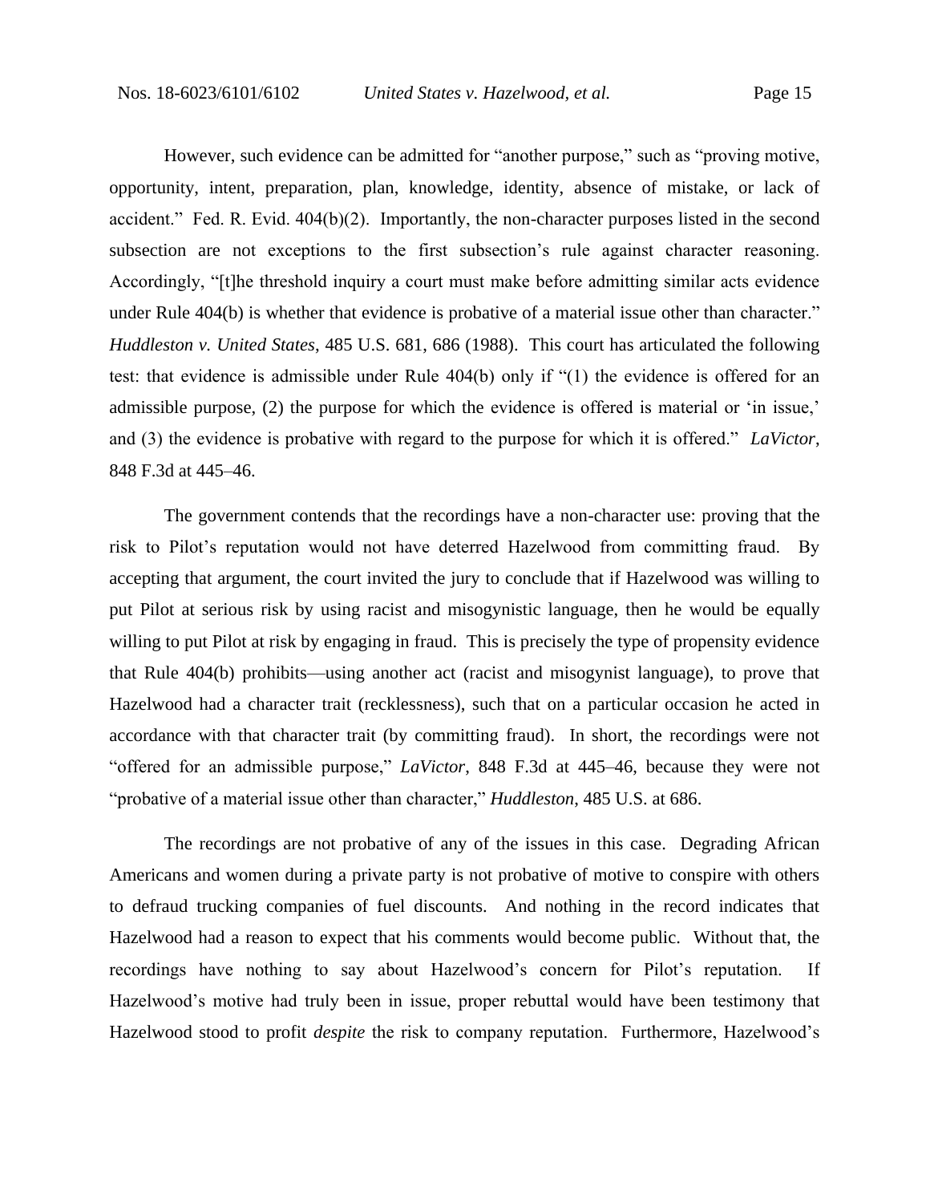However, such evidence can be admitted for "another purpose," such as "proving motive, opportunity, intent, preparation, plan, knowledge, identity, absence of mistake, or lack of accident." Fed. R. Evid. 404(b)(2). Importantly, the non-character purposes listed in the second subsection are not exceptions to the first subsection's rule against character reasoning. Accordingly, "[t]he threshold inquiry a court must make before admitting similar acts evidence under Rule 404(b) is whether that evidence is probative of a material issue other than character." *Huddleston v. United States*, 485 U.S. 681, 686 (1988). This court has articulated the following test: that evidence is admissible under Rule 404(b) only if "(1) the evidence is offered for an admissible purpose, (2) the purpose for which the evidence is offered is material or 'in issue,' and (3) the evidence is probative with regard to the purpose for which it is offered." *LaVictor*, 848 F.3d at 445–46.

The government contends that the recordings have a non-character use: proving that the risk to Pilot's reputation would not have deterred Hazelwood from committing fraud. By accepting that argument, the court invited the jury to conclude that if Hazelwood was willing to put Pilot at serious risk by using racist and misogynistic language, then he would be equally willing to put Pilot at risk by engaging in fraud. This is precisely the type of propensity evidence that Rule 404(b) prohibits—using another act (racist and misogynist language), to prove that Hazelwood had a character trait (recklessness), such that on a particular occasion he acted in accordance with that character trait (by committing fraud). In short, the recordings were not "offered for an admissible purpose," *LaVictor*, 848 F.3d at 445–46, because they were not "probative of a material issue other than character," *Huddleston*, 485 U.S. at 686.

The recordings are not probative of any of the issues in this case. Degrading African Americans and women during a private party is not probative of motive to conspire with others to defraud trucking companies of fuel discounts. And nothing in the record indicates that Hazelwood had a reason to expect that his comments would become public. Without that, the recordings have nothing to say about Hazelwood's concern for Pilot's reputation. If Hazelwood's motive had truly been in issue, proper rebuttal would have been testimony that Hazelwood stood to profit *despite* the risk to company reputation. Furthermore, Hazelwood's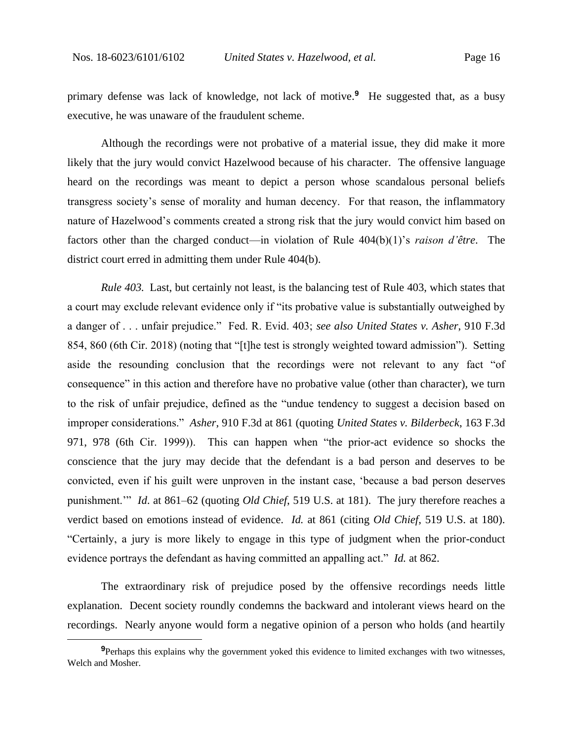primary defense was lack of knowledge, not lack of motive.[9] He suggested that, as a busy executive, he was unaware of the fraudulent scheme.

Although the recordings were not probative of a material issue, they did make it more likely that the jury would convict Hazelwood because of his character. The offensive language heard on the recordings was meant to depict a person whose scandalous personal beliefs transgress society's sense of morality and human decency. For that reason, the inflammatory nature of Hazelwood's comments created a strong risk that the jury would convict him based on factors other than the charged conduct—in violation of Rule 404(b)(1)'s *raison d'être*. The district court erred in admitting them under Rule 404(b).

*Rule 403.* Last, but certainly not least, is the balancing test of Rule 403, which states that a court may exclude relevant evidence only if "its probative value is substantially outweighed by a danger of . . . unfair prejudice." Fed. R. Evid. 403; *see also United States v. Asher*, 910 F.3d 854, 860 (6th Cir. 2018) (noting that "[t]he test is strongly weighted toward admission"). Setting aside the resounding conclusion that the recordings were not relevant to any fact "of consequence" in this action and therefore have no probative value (other than character), we turn to the risk of unfair prejudice, defined as the "undue tendency to suggest a decision based on improper considerations." *Asher*, 910 F.3d at 861 (quoting *United States v. Bilderbeck*, 163 F.3d 971, 978 (6th Cir. 1999)). This can happen when "the prior-act evidence so shocks the conscience that the jury may decide that the defendant is a bad person and deserves to be convicted, even if his guilt were unproven in the instant case, 'because a bad person deserves punishment.'" *Id.* at 861–62 (quoting *Old Chief*, 519 U.S. at 181). The jury therefore reaches a verdict based on emotions instead of evidence. *Id.* at 861 (citing *Old Chief*, 519 U.S. at 180). "Certainly, a jury is more likely to engage in this type of judgment when the prior-conduct evidence portrays the defendant as having committed an appalling act." *Id.* at 862.

The extraordinary risk of prejudice posed by the offensive recordings needs little explanation. Decent society roundly condemns the backward and intolerant views heard on the recordings. Nearly anyone would form a negative opinion of a person who holds (and heartily

---

[9] Perhaps this explains why the government yoked this evidence to limited exchanges with two witnesses, Welch and Mosher.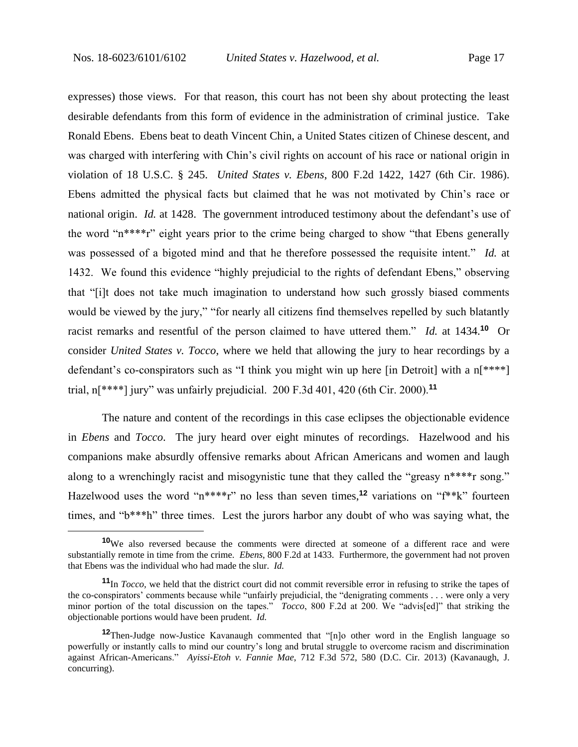expresses) those views. For that reason, this court has not been shy about protecting the least desirable defendants from this form of evidence in the administration of criminal justice. Take Ronald Ebens. Ebens beat to death Vincent Chin, a United States citizen of Chinese descent, and was charged with interfering with Chin's civil rights on account of his race or national origin in violation of 18 U.S.C. § 245. *United States v. Ebens*, 800 F.2d 1422, 1427 (6th Cir. 1986). Ebens admitted the physical facts but claimed that he was not motivated by Chin's race or national origin. *Id.* at 1428. The government introduced testimony about the defendant's use of the word "n****r" eight years prior to the crime being charged to show "that Ebens generally was possessed of a bigoted mind and that he therefore possessed the requisite intent." *Id.* at 1432. We found this evidence "highly prejudicial to the rights of defendant Ebens," observing that "[i]t does not take much imagination to understand how such grossly biased comments would be viewed by the jury," "for nearly all citizens find themselves repelled by such blatantly racist remarks and resentful of the person claimed to have uttered them." *Id.* at 1434.[10] Or consider *United States v. Tocco*, where we held that allowing the jury to hear recordings by a defendant's co-conspirators such as "I think you might win up here [in Detroit] with a n[****] trial, n[****] jury" was unfairly prejudicial. 200 F.3d 401, 420 (6th Cir. 2000).[11]

The nature and content of the recordings in this case eclipses the objectionable evidence in *Ebens* and *Tocco*. The jury heard over eight minutes of recordings. Hazelwood and his companions make absurdly offensive remarks about African Americans and women and laugh along to a wrenchingly racist and misogynistic tune that they called the "greasy n****r song." Hazelwood uses the word "n****r" no less than seven times,[12] variations on "f**k" fourteen times, and "b***h" three times. Lest the jurors harbor any doubt of who was saying what, the

---

[10] We also reversed because the comments were directed at someone of a different race and were substantially remote in time from the crime. *Ebens*, 800 F.2d at 1433. Furthermore, the government had not proven that Ebens was the individual who had made the slur. *Id.*

[11] In *Tocco*, we held that the district court did not commit reversible error in refusing to strike the tapes of the co-conspirators' comments because while "unfairly prejudicial, the "denigrating comments . . . were only a very minor portion of the total discussion on the tapes." *Tocco*, 800 F.2d at 200. We "advis[ed]" that striking the objectionable portions would have been prudent. *Id.*

[12] Then-Judge now-Justice Kavanaugh commented that "[n]o other word in the English language so powerfully or instantly calls to mind our country's long and brutal struggle to overcome racism and discrimination against African-Americans." *Ayissi-Etoh v. Fannie Mae*, 712 F.3d 572, 580 (D.C. Cir. 2013) (Kavanaugh, J. concurring).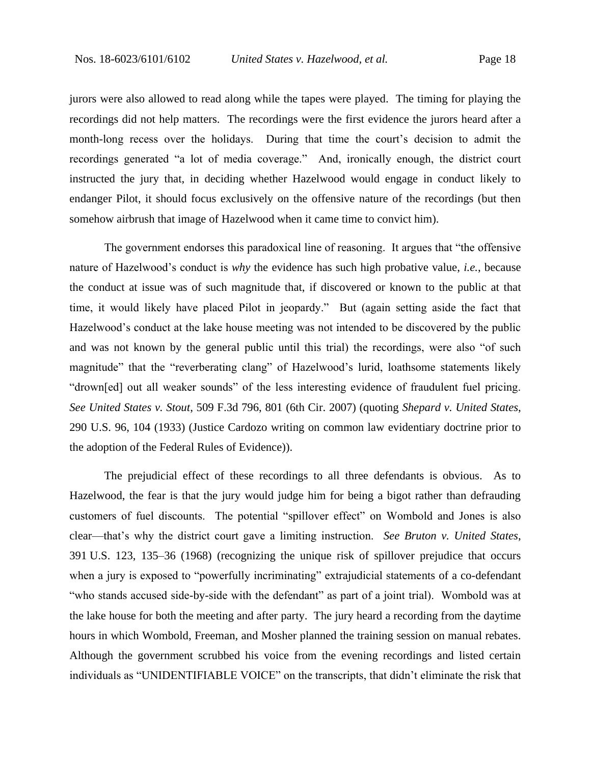jurors were also allowed to read along while the tapes were played. The timing for playing the recordings did not help matters. The recordings were the first evidence the jurors heard after a month-long recess over the holidays. During that time the court's decision to admit the recordings generated "a lot of media coverage." And, ironically enough, the district court instructed the jury that, in deciding whether Hazelwood would engage in conduct likely to endanger Pilot, it should focus exclusively on the offensive nature of the recordings (but then somehow airbrush that image of Hazelwood when it came time to convict him).

The government endorses this paradoxical line of reasoning. It argues that "the offensive nature of Hazelwood's conduct is *why* the evidence has such high probative value, *i.e.*, because the conduct at issue was of such magnitude that, if discovered or known to the public at that time, it would likely have placed Pilot in jeopardy." But (again setting aside the fact that Hazelwood's conduct at the lake house meeting was not intended to be discovered by the public and was not known by the general public until this trial) the recordings, were also "of such magnitude" that the "reverberating clang" of Hazelwood's lurid, loathsome statements likely "drown[ed] out all weaker sounds" of the less interesting evidence of fraudulent fuel pricing. *See United States v. Stout*, 509 F.3d 796, 801 (6th Cir. 2007) (quoting *Shepard v. United States*, 290 U.S. 96, 104 (1933) (Justice Cardozo writing on common law evidentiary doctrine prior to the adoption of the Federal Rules of Evidence)).

The prejudicial effect of these recordings to all three defendants is obvious. As to Hazelwood, the fear is that the jury would judge him for being a bigot rather than defrauding customers of fuel discounts. The potential "spillover effect" on Wombold and Jones is also clear—that's why the district court gave a limiting instruction. *See Bruton v. United States*, 391 U.S. 123, 135–36 (1968) (recognizing the unique risk of spillover prejudice that occurs when a jury is exposed to "powerfully incriminating" extrajudicial statements of a co-defendant "who stands accused side-by-side with the defendant" as part of a joint trial). Wombold was at the lake house for both the meeting and after party. The jury heard a recording from the daytime hours in which Wombold, Freeman, and Mosher planned the training session on manual rebates. Although the government scrubbed his voice from the evening recordings and listed certain individuals as "UNIDENTIFIABLE VOICE" on the transcripts, that didn't eliminate the risk that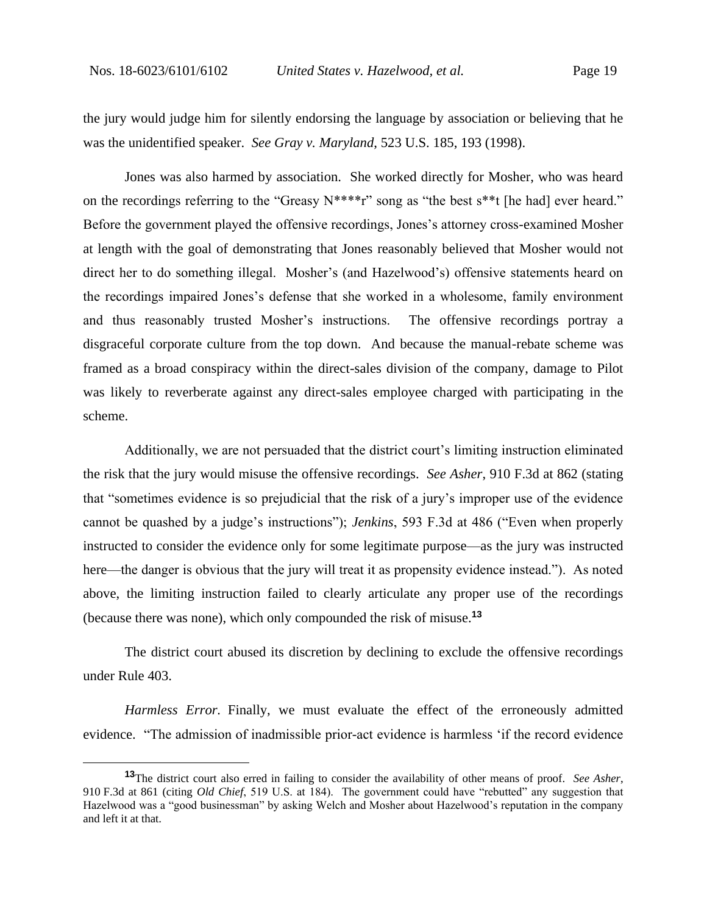the jury would judge him for silently endorsing the language by association or believing that he was the unidentified speaker. *See Gray v. Maryland*, 523 U.S. 185, 193 (1998).

Jones was also harmed by association. She worked directly for Mosher, who was heard on the recordings referring to the "Greasy N****r" song as "the best s**t [he had] ever heard." Before the government played the offensive recordings, Jones's attorney cross-examined Mosher at length with the goal of demonstrating that Jones reasonably believed that Mosher would not direct her to do something illegal. Mosher's (and Hazelwood's) offensive statements heard on the recordings impaired Jones's defense that she worked in a wholesome, family environment and thus reasonably trusted Mosher's instructions. The offensive recordings portray a disgraceful corporate culture from the top down. And because the manual-rebate scheme was framed as a broad conspiracy within the direct-sales division of the company, damage to Pilot was likely to reverberate against any direct-sales employee charged with participating in the scheme.

Additionally, we are not persuaded that the district court's limiting instruction eliminated the risk that the jury would misuse the offensive recordings. *See Asher*, 910 F.3d at 862 (stating that "sometimes evidence is so prejudicial that the risk of a jury's improper use of the evidence cannot be quashed by a judge's instructions"); *Jenkins*, 593 F.3d at 486 ("Even when properly instructed to consider the evidence only for some legitimate purpose—as the jury was instructed here—the danger is obvious that the jury will treat it as propensity evidence instead."). As noted above, the limiting instruction failed to clearly articulate any proper use of the recordings (because there was none), which only compounded the risk of misuse.[13]

The district court abused its discretion by declining to exclude the offensive recordings under Rule 403.

*Harmless Error.* Finally, we must evaluate the effect of the erroneously admitted evidence. "The admission of inadmissible prior-act evidence is harmless 'if the record evidence

---

[13]The district court also erred in failing to consider the availability of other means of proof. *See Asher*, 910 F.3d at 861 (citing *Old Chief*, 519 U.S. at 184). The government could have "rebutted" any suggestion that Hazelwood was a "good businessman" by asking Welch and Mosher about Hazelwood's reputation in the company and left it at that.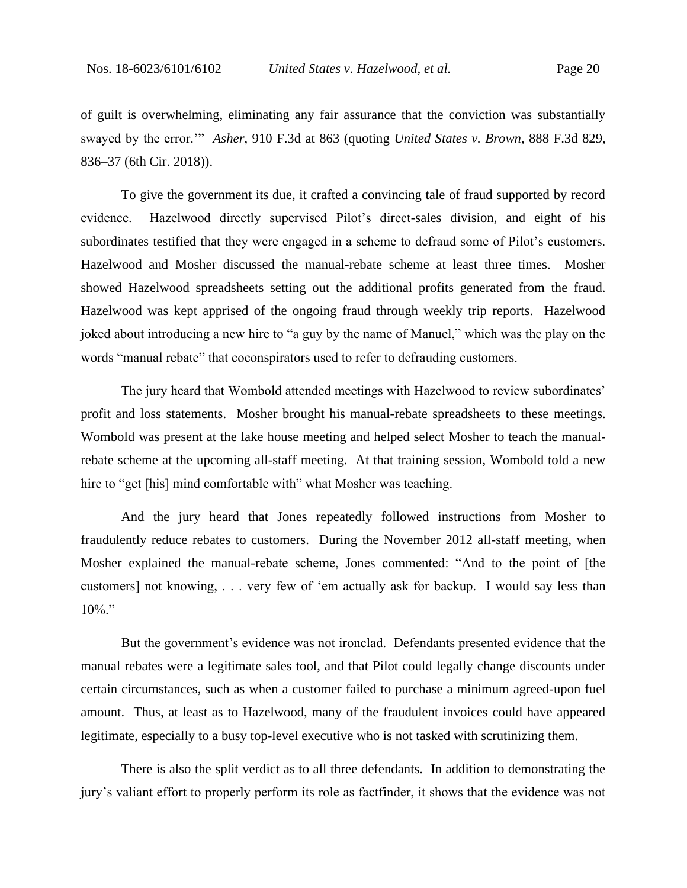of guilt is overwhelming, eliminating any fair assurance that the conviction was substantially swayed by the error.'" *Asher*, 910 F.3d at 863 (quoting *United States v. Brown*, 888 F.3d 829, 836–37 (6th Cir. 2018)).

To give the government its due, it crafted a convincing tale of fraud supported by record evidence. Hazelwood directly supervised Pilot's direct-sales division, and eight of his subordinates testified that they were engaged in a scheme to defraud some of Pilot's customers. Hazelwood and Mosher discussed the manual-rebate scheme at least three times. Mosher showed Hazelwood spreadsheets setting out the additional profits generated from the fraud. Hazelwood was kept apprised of the ongoing fraud through weekly trip reports. Hazelwood joked about introducing a new hire to "a guy by the name of Manuel," which was the play on the words "manual rebate" that coconspirators used to refer to defrauding customers.

The jury heard that Wombold attended meetings with Hazelwood to review subordinates' profit and loss statements. Mosher brought his manual-rebate spreadsheets to these meetings. Wombold was present at the lake house meeting and helped select Mosher to teach the manual-rebate scheme at the upcoming all-staff meeting. At that training session, Wombold told a new hire to "get [his] mind comfortable with" what Mosher was teaching.

And the jury heard that Jones repeatedly followed instructions from Mosher to fraudulently reduce rebates to customers. During the November 2012 all-staff meeting, when Mosher explained the manual-rebate scheme, Jones commented: "And to the point of [the customers] not knowing, . . . very few of 'em actually ask for backup. I would say less than 10%."

But the government's evidence was not ironclad. Defendants presented evidence that the manual rebates were a legitimate sales tool, and that Pilot could legally change discounts under certain circumstances, such as when a customer failed to purchase a minimum agreed-upon fuel amount. Thus, at least as to Hazelwood, many of the fraudulent invoices could have appeared legitimate, especially to a busy top-level executive who is not tasked with scrutinizing them.

There is also the split verdict as to all three defendants. In addition to demonstrating the jury's valiant effort to properly perform its role as factfinder, it shows that the evidence was not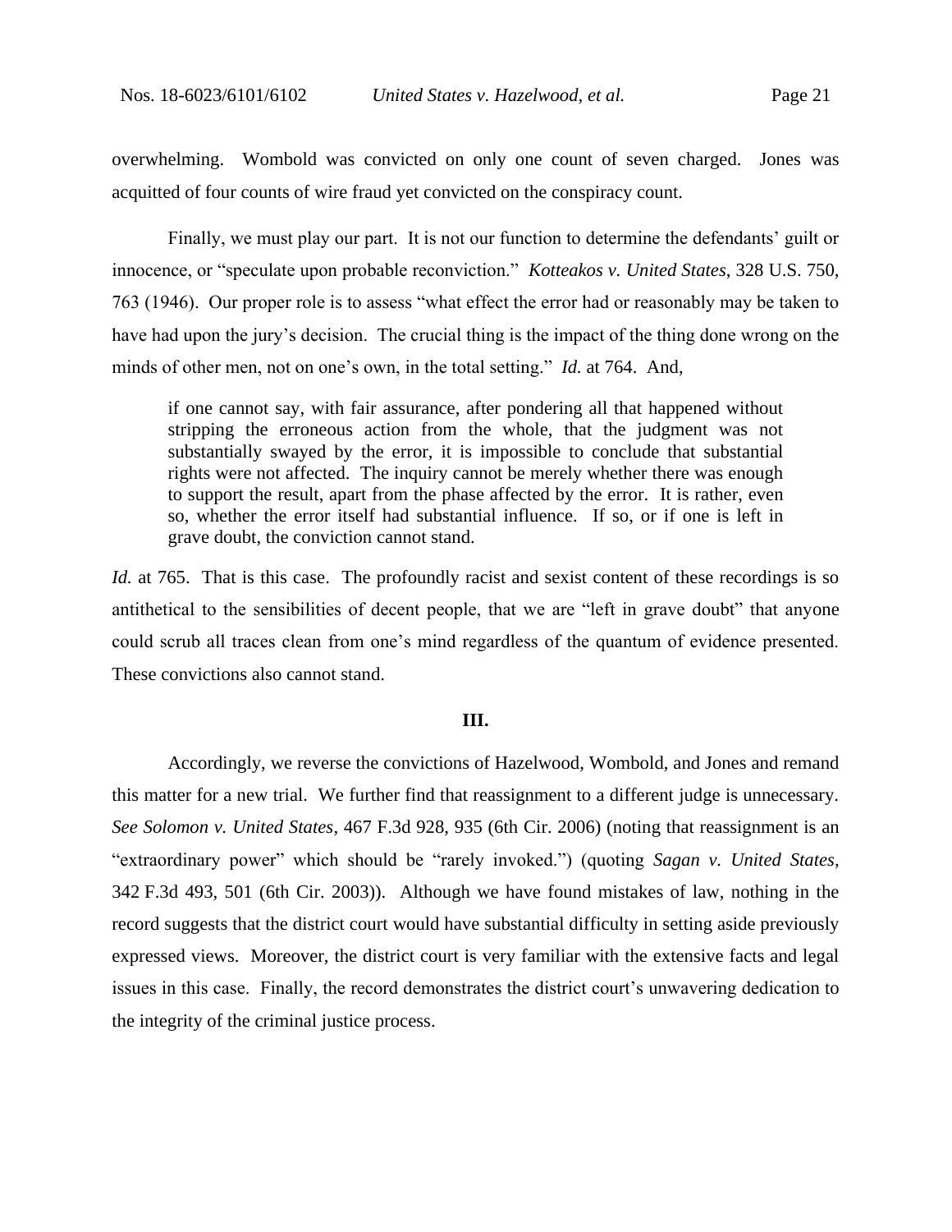overwhelming. Wombold was convicted on only one count of seven charged. Jones was acquitted of four counts of wire fraud yet convicted on the conspiracy count.

Finally, we must play our part. It is not our function to determine the defendants' guilt or innocence, or "speculate upon probable reconviction." *Kotteakos v. United States*, 328 U.S. 750, 763 (1946). Our proper role is to assess "what effect the error had or reasonably may be taken to have had upon the jury's decision. The crucial thing is the impact of the thing done wrong on the minds of other men, not on one's own, in the total setting." *Id.* at 764. And,

> if one cannot say, with fair assurance, after pondering all that happened without stripping the erroneous action from the whole, that the judgment was not substantially swayed by the error, it is impossible to conclude that substantial rights were not affected. The inquiry cannot be merely whether there was enough to support the result, apart from the phase affected by the error. It is rather, even so, whether the error itself had substantial influence. If so, or if one is left in grave doubt, the conviction cannot stand.

*Id.* at 765. That is this case. The profoundly racist and sexist content of these recordings is so antithetical to the sensibilities of decent people, that we are "left in grave doubt" that anyone could scrub all traces clean from one's mind regardless of the quantum of evidence presented. These convictions also cannot stand.

## III.

Accordingly, we reverse the convictions of Hazelwood, Wombold, and Jones and remand this matter for a new trial. We further find that reassignment to a different judge is unnecessary. *See Solomon v. United States*, 467 F.3d 928, 935 (6th Cir. 2006) (noting that reassignment is an "extraordinary power" which should be "rarely invoked.") (quoting *Sagan v. United States*, 342 F.3d 493, 501 (6th Cir. 2003)). Although we have found mistakes of law, nothing in the record suggests that the district court would have substantial difficulty in setting aside previously expressed views. Moreover, the district court is very familiar with the extensive facts and legal issues in this case. Finally, the record demonstrates the district court's unwavering dedication to the integrity of the criminal justice process.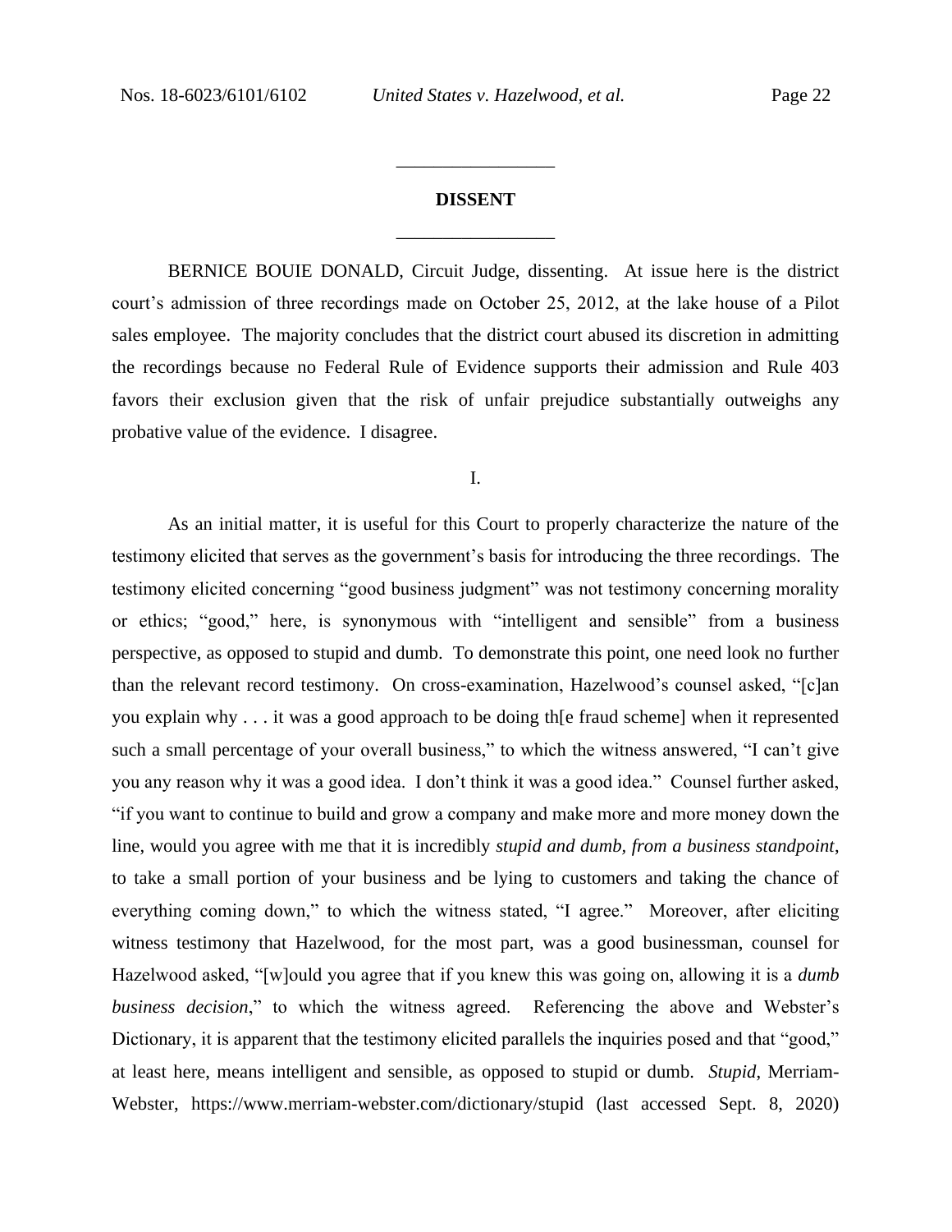## DISSENT

BERNICE BOUIE DONALD, Circuit Judge, dissenting. At issue here is the district court's admission of three recordings made on October 25, 2012, at the lake house of a Pilot sales employee. The majority concludes that the district court abused its discretion in admitting the recordings because no Federal Rule of Evidence supports their admission and Rule 403 favors their exclusion given that the risk of unfair prejudice substantially outweighs any probative value of the evidence. I disagree.

### I.

As an initial matter, it is useful for this Court to properly characterize the nature of the testimony elicited that serves as the government's basis for introducing the three recordings. The testimony elicited concerning "good business judgment" was not testimony concerning morality or ethics; "good," here, is synonymous with "intelligent and sensible" from a business perspective, as opposed to stupid and dumb. To demonstrate this point, one need look no further than the relevant record testimony. On cross-examination, Hazelwood's counsel asked, "[c]an you explain why . . . it was a good approach to be doing th[e fraud scheme] when it represented such a small percentage of your overall business," to which the witness answered, "I can't give you any reason why it was a good idea. I don't think it was a good idea." Counsel further asked, "if you want to continue to build and grow a company and make more and more money down the line, would you agree with me that it is incredibly *stupid and dumb, from a business standpoint*, to take a small portion of your business and be lying to customers and taking the chance of everything coming down," to which the witness stated, "I agree." Moreover, after eliciting witness testimony that Hazelwood, for the most part, was a good businessman, counsel for Hazelwood asked, "[w]ould you agree that if you knew this was going on, allowing it is a *dumb business decision*," to which the witness agreed. Referencing the above and Webster's Dictionary, it is apparent that the testimony elicited parallels the inquiries posed and that "good," at least here, means intelligent and sensible, as opposed to stupid or dumb. *Stupid*, Merriam-Webster, https://www.merriam-webster.com/dictionary/stupid (last accessed Sept. 8, 2020)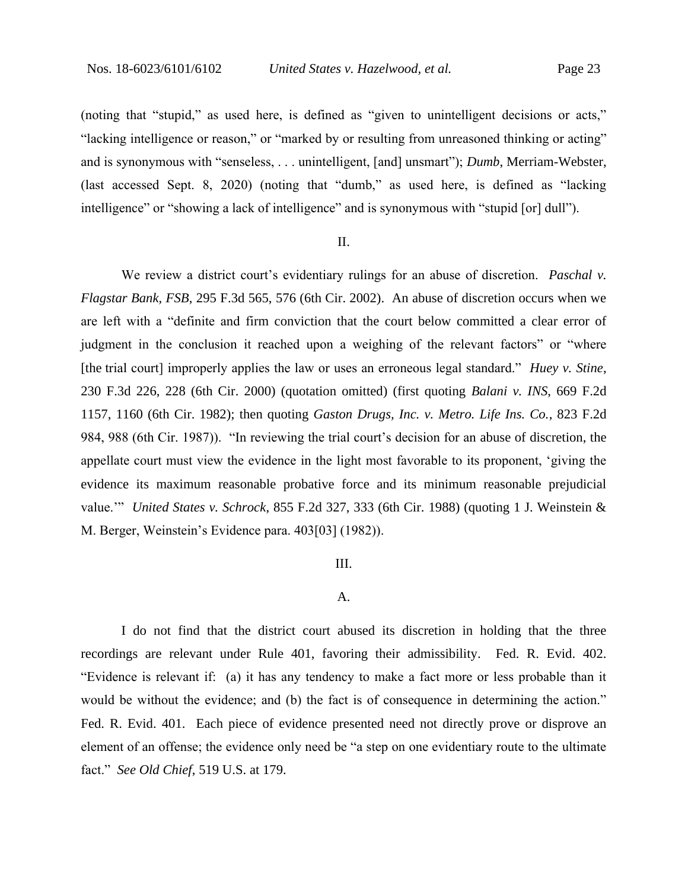(noting that "stupid," as used here, is defined as "given to unintelligent decisions or acts," "lacking intelligence or reason," or "marked by or resulting from unreasoned thinking or acting" and is synonymous with "senseless, . . . unintelligent, [and] unsmart"); *Dumb*, Merriam-Webster, (last accessed Sept. 8, 2020) (noting that "dumb," as used here, is defined as "lacking intelligence" or "showing a lack of intelligence" and is synonymous with "stupid [or] dull").

II.

We review a district court's evidentiary rulings for an abuse of discretion. *Paschal v. Flagstar Bank, FSB*, 295 F.3d 565, 576 (6th Cir. 2002). An abuse of discretion occurs when we are left with a "definite and firm conviction that the court below committed a clear error of judgment in the conclusion it reached upon a weighing of the relevant factors" or "where [the trial court] improperly applies the law or uses an erroneous legal standard." *Huey v. Stine*, 230 F.3d 226, 228 (6th Cir. 2000) (quotation omitted) (first quoting *Balani v. INS*, 669 F.2d 1157, 1160 (6th Cir. 1982); then quoting *Gaston Drugs, Inc. v. Metro. Life Ins. Co.*, 823 F.2d 984, 988 (6th Cir. 1987)). "In reviewing the trial court's decision for an abuse of discretion, the appellate court must view the evidence in the light most favorable to its proponent, 'giving the evidence its maximum reasonable probative force and its minimum reasonable prejudicial value.'" *United States v. Schrock*, 855 F.2d 327, 333 (6th Cir. 1988) (quoting 1 J. Weinstein & M. Berger, Weinstein's Evidence para. 403[03] (1982)).

III.

A.

I do not find that the district court abused its discretion in holding that the three recordings are relevant under Rule 401, favoring their admissibility. Fed. R. Evid. 402. "Evidence is relevant if: (a) it has any tendency to make a fact more or less probable than it would be without the evidence; and (b) the fact is of consequence in determining the action." Fed. R. Evid. 401. Each piece of evidence presented need not directly prove or disprove an element of an offense; the evidence only need be "a step on one evidentiary route to the ultimate fact." *See Old Chief*, 519 U.S. at 179.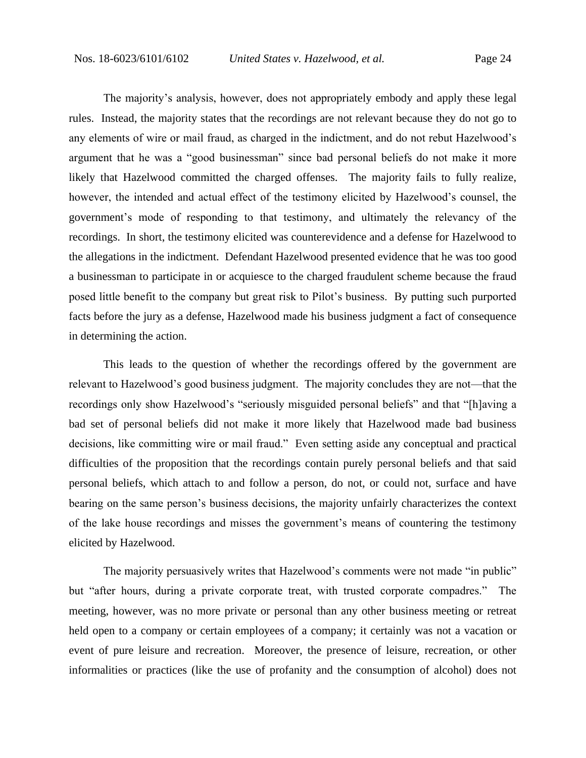The majority's analysis, however, does not appropriately embody and apply these legal rules. Instead, the majority states that the recordings are not relevant because they do not go to any elements of wire or mail fraud, as charged in the indictment, and do not rebut Hazelwood's argument that he was a "good businessman" since bad personal beliefs do not make it more likely that Hazelwood committed the charged offenses. The majority fails to fully realize, however, the intended and actual effect of the testimony elicited by Hazelwood's counsel, the government's mode of responding to that testimony, and ultimately the relevancy of the recordings. In short, the testimony elicited was counterevidence and a defense for Hazelwood to the allegations in the indictment. Defendant Hazelwood presented evidence that he was too good a businessman to participate in or acquiesce to the charged fraudulent scheme because the fraud posed little benefit to the company but great risk to Pilot's business. By putting such purported facts before the jury as a defense, Hazelwood made his business judgment a fact of consequence in determining the action.

This leads to the question of whether the recordings offered by the government are relevant to Hazelwood's good business judgment. The majority concludes they are not—that the recordings only show Hazelwood's "seriously misguided personal beliefs" and that "[h]aving a bad set of personal beliefs did not make it more likely that Hazelwood made bad business decisions, like committing wire or mail fraud." Even setting aside any conceptual and practical difficulties of the proposition that the recordings contain purely personal beliefs and that said personal beliefs, which attach to and follow a person, do not, or could not, surface and have bearing on the same person's business decisions, the majority unfairly characterizes the context of the lake house recordings and misses the government's means of countering the testimony elicited by Hazelwood.

The majority persuasively writes that Hazelwood's comments were not made "in public" but "after hours, during a private corporate treat, with trusted corporate compadres." The meeting, however, was no more private or personal than any other business meeting or retreat held open to a company or certain employees of a company; it certainly was not a vacation or event of pure leisure and recreation. Moreover, the presence of leisure, recreation, or other informalities or practices (like the use of profanity and the consumption of alcohol) does not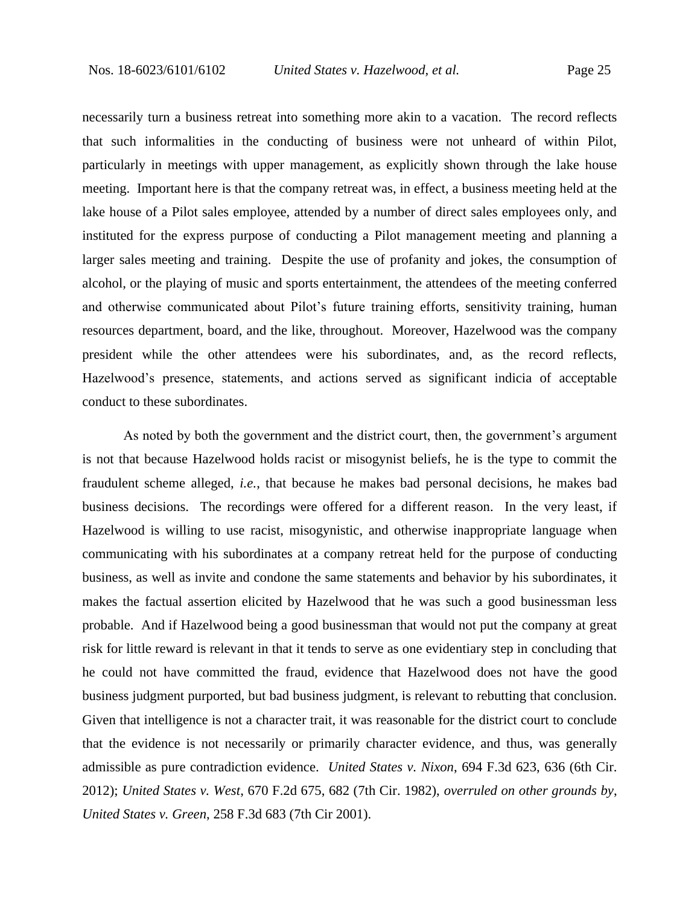necessarily turn a business retreat into something more akin to a vacation. The record reflects that such informalities in the conducting of business were not unheard of within Pilot, particularly in meetings with upper management, as explicitly shown through the lake house meeting. Important here is that the company retreat was, in effect, a business meeting held at the lake house of a Pilot sales employee, attended by a number of direct sales employees only, and instituted for the express purpose of conducting a Pilot management meeting and planning a larger sales meeting and training. Despite the use of profanity and jokes, the consumption of alcohol, or the playing of music and sports entertainment, the attendees of the meeting conferred and otherwise communicated about Pilot's future training efforts, sensitivity training, human resources department, board, and the like, throughout. Moreover, Hazelwood was the company president while the other attendees were his subordinates, and, as the record reflects, Hazelwood's presence, statements, and actions served as significant indicia of acceptable conduct to these subordinates.

As noted by both the government and the district court, then, the government's argument is not that because Hazelwood holds racist or misogynist beliefs, he is the type to commit the fraudulent scheme alleged, *i.e.*, that because he makes bad personal decisions, he makes bad business decisions. The recordings were offered for a different reason. In the very least, if Hazelwood is willing to use racist, misogynistic, and otherwise inappropriate language when communicating with his subordinates at a company retreat held for the purpose of conducting business, as well as invite and condone the same statements and behavior by his subordinates, it makes the factual assertion elicited by Hazelwood that he was such a good businessman less probable. And if Hazelwood being a good businessman that would not put the company at great risk for little reward is relevant in that it tends to serve as one evidentiary step in concluding that he could not have committed the fraud, evidence that Hazelwood does not have the good business judgment purported, but bad business judgment, is relevant to rebutting that conclusion. Given that intelligence is not a character trait, it was reasonable for the district court to conclude that the evidence is not necessarily or primarily character evidence, and thus, was generally admissible as pure contradiction evidence. *United States v. Nixon*, 694 F.3d 623, 636 (6th Cir. 2012); *United States v. West*, 670 F.2d 675, 682 (7th Cir. 1982), *overruled on other grounds by*, *United States v. Green*, 258 F.3d 683 (7th Cir 2001).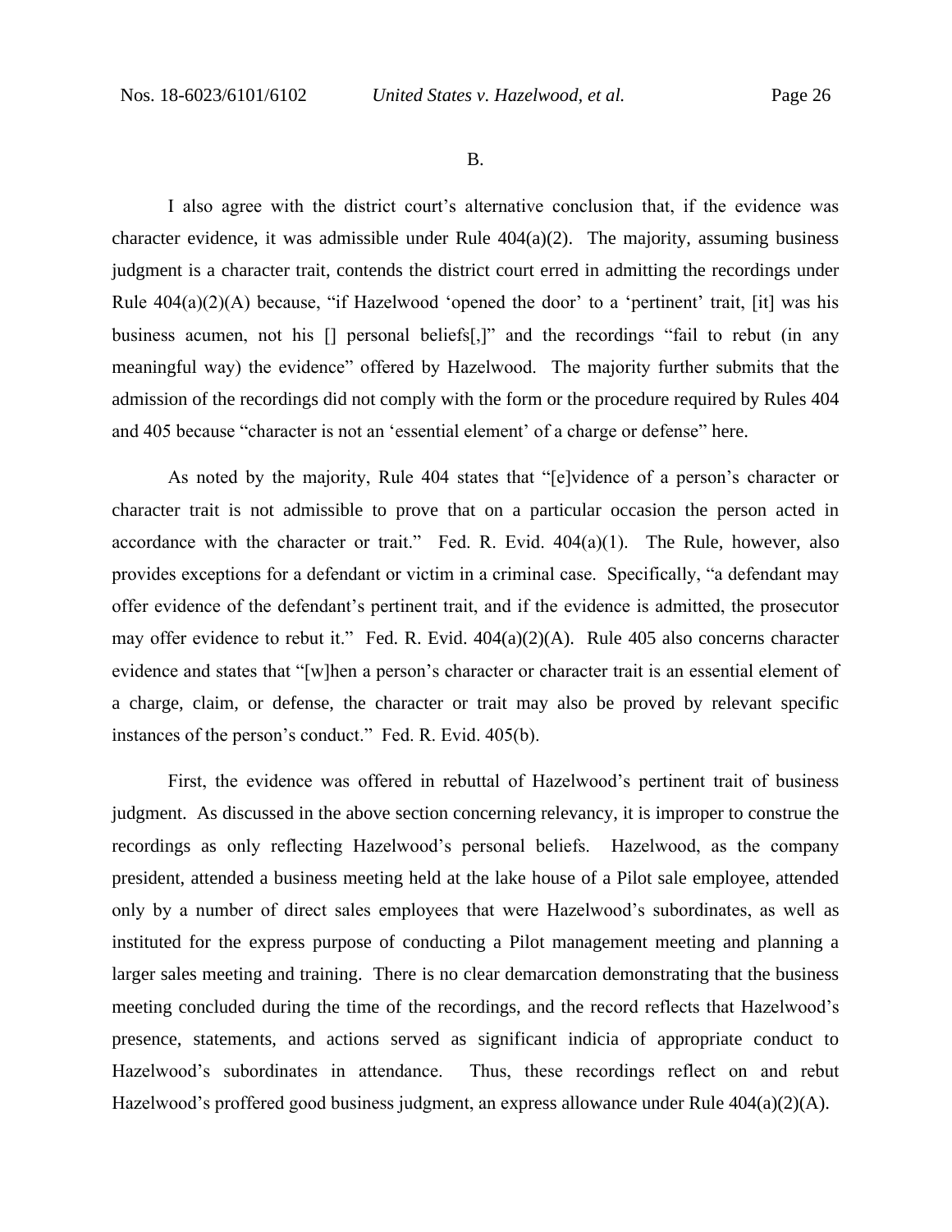B.

I also agree with the district court's alternative conclusion that, if the evidence was character evidence, it was admissible under Rule 404(a)(2). The majority, assuming business judgment is a character trait, contends the district court erred in admitting the recordings under Rule 404(a)(2)(A) because, "if Hazelwood 'opened the door' to a 'pertinent' trait, [it] was his business acumen, not his [] personal beliefs[,]" and the recordings "fail to rebut (in any meaningful way) the evidence" offered by Hazelwood. The majority further submits that the admission of the recordings did not comply with the form or the procedure required by Rules 404 and 405 because "character is not an 'essential element' of a charge or defense" here.

As noted by the majority, Rule 404 states that "[e]vidence of a person's character or character trait is not admissible to prove that on a particular occasion the person acted in accordance with the character or trait." Fed. R. Evid. 404(a)(1). The Rule, however, also provides exceptions for a defendant or victim in a criminal case. Specifically, "a defendant may offer evidence of the defendant's pertinent trait, and if the evidence is admitted, the prosecutor may offer evidence to rebut it." Fed. R. Evid. 404(a)(2)(A). Rule 405 also concerns character evidence and states that "[w]hen a person's character or character trait is an essential element of a charge, claim, or defense, the character or trait may also be proved by relevant specific instances of the person's conduct." Fed. R. Evid. 405(b).

First, the evidence was offered in rebuttal of Hazelwood's pertinent trait of business judgment. As discussed in the above section concerning relevancy, it is improper to construe the recordings as only reflecting Hazelwood's personal beliefs. Hazelwood, as the company president, attended a business meeting held at the lake house of a Pilot sale employee, attended only by a number of direct sales employees that were Hazelwood's subordinates, as well as instituted for the express purpose of conducting a Pilot management meeting and planning a larger sales meeting and training. There is no clear demarcation demonstrating that the business meeting concluded during the time of the recordings, and the record reflects that Hazelwood's presence, statements, and actions served as significant indicia of appropriate conduct to Hazelwood's subordinates in attendance. Thus, these recordings reflect on and rebut Hazelwood's proffered good business judgment, an express allowance under Rule 404(a)(2)(A).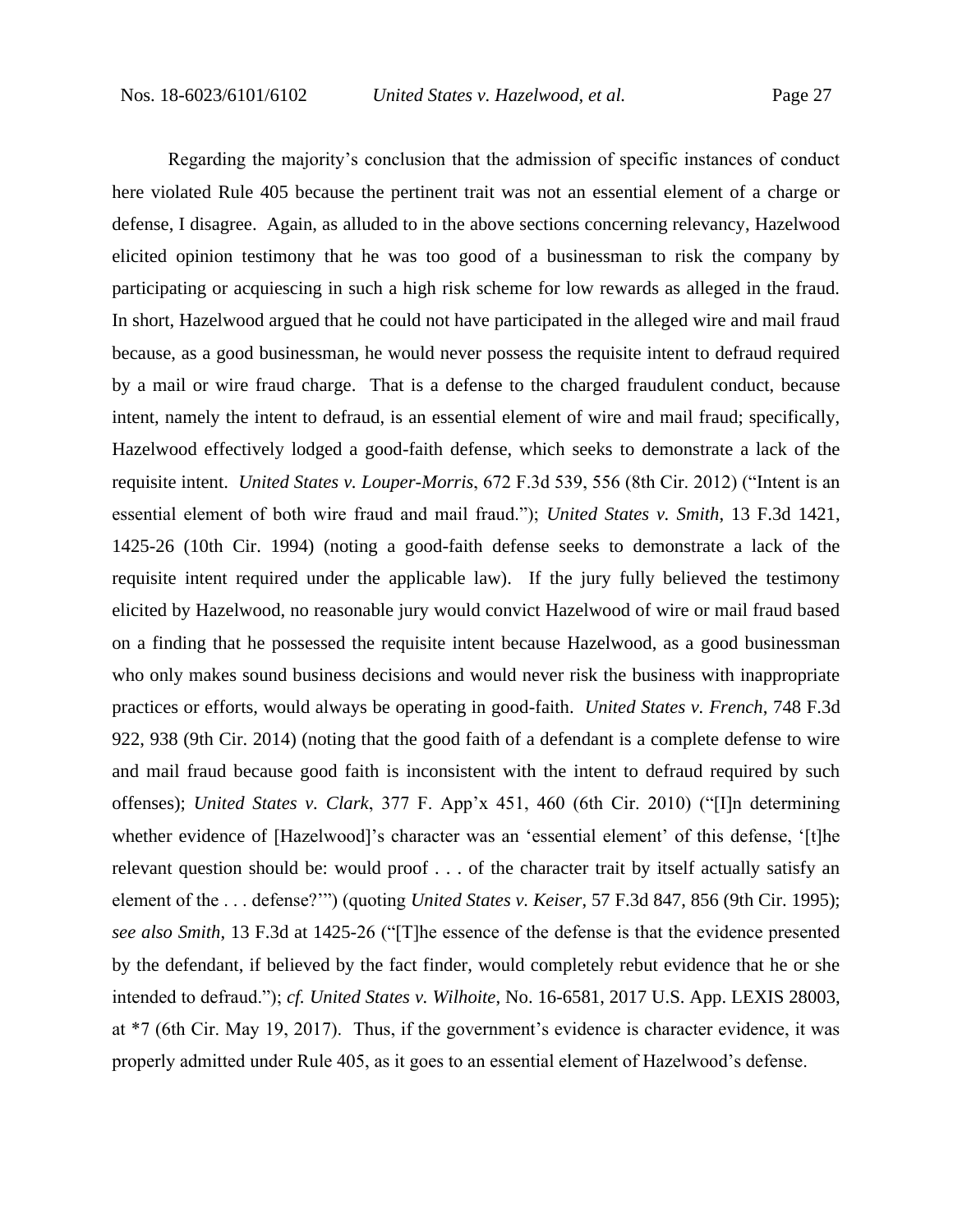Regarding the majority's conclusion that the admission of specific instances of conduct here violated Rule 405 because the pertinent trait was not an essential element of a charge or defense, I disagree. Again, as alluded to in the above sections concerning relevancy, Hazelwood elicited opinion testimony that he was too good of a businessman to risk the company by participating or acquiescing in such a high risk scheme for low rewards as alleged in the fraud. In short, Hazelwood argued that he could not have participated in the alleged wire and mail fraud because, as a good businessman, he would never possess the requisite intent to defraud required by a mail or wire fraud charge. That is a defense to the charged fraudulent conduct, because intent, namely the intent to defraud, is an essential element of wire and mail fraud; specifically, Hazelwood effectively lodged a good-faith defense, which seeks to demonstrate a lack of the requisite intent. *United States v. Louper-Morris*, 672 F.3d 539, 556 (8th Cir. 2012) ("Intent is an essential element of both wire fraud and mail fraud."); *United States v. Smith*, 13 F.3d 1421, 1425-26 (10th Cir. 1994) (noting a good-faith defense seeks to demonstrate a lack of the requisite intent required under the applicable law). If the jury fully believed the testimony elicited by Hazelwood, no reasonable jury would convict Hazelwood of wire or mail fraud based on a finding that he possessed the requisite intent because Hazelwood, as a good businessman who only makes sound business decisions and would never risk the business with inappropriate practices or efforts, would always be operating in good-faith. *United States v. French*, 748 F.3d 922, 938 (9th Cir. 2014) (noting that the good faith of a defendant is a complete defense to wire and mail fraud because good faith is inconsistent with the intent to defraud required by such offenses); *United States v. Clark*, 377 F. App'x 451, 460 (6th Cir. 2010) ("[I]n determining whether evidence of [Hazelwood]'s character was an 'essential element' of this defense, '[t]he relevant question should be: would proof . . . of the character trait by itself actually satisfy an element of the . . . defense?'") (quoting *United States v. Keiser*, 57 F.3d 847, 856 (9th Cir. 1995); *see also Smith*, 13 F.3d at 1425-26 ("[T]he essence of the defense is that the evidence presented by the defendant, if believed by the fact finder, would completely rebut evidence that he or she intended to defraud."); *cf. United States v. Wilhoite*, No. 16-6581, 2017 U.S. App. LEXIS 28003, at \*7 (6th Cir. May 19, 2017). Thus, if the government's evidence is character evidence, it was properly admitted under Rule 405, as it goes to an essential element of Hazelwood's defense.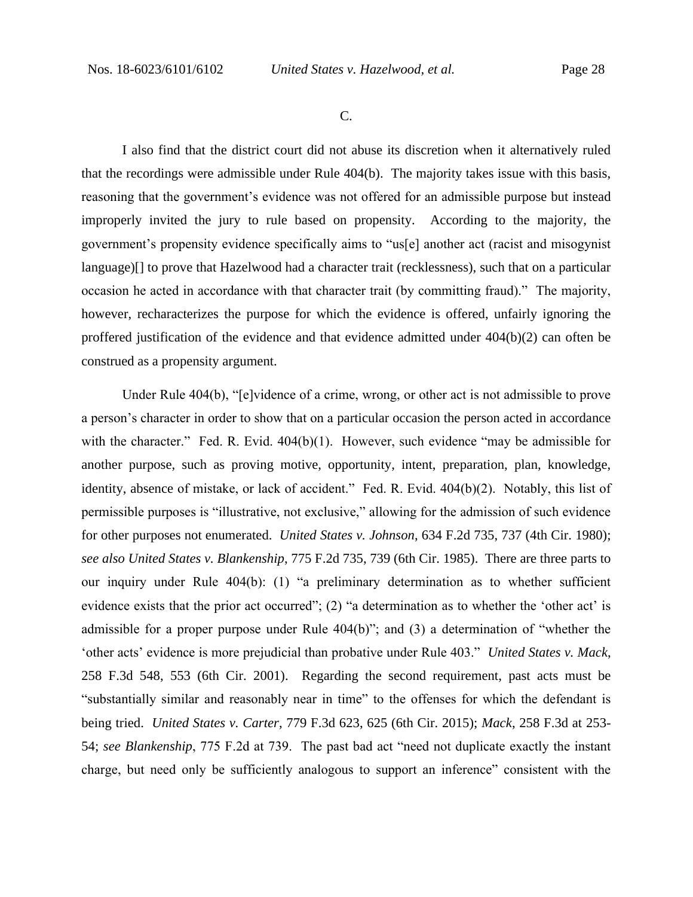C.

I also find that the district court did not abuse its discretion when it alternatively ruled that the recordings were admissible under Rule 404(b). The majority takes issue with this basis, reasoning that the government's evidence was not offered for an admissible purpose but instead improperly invited the jury to rule based on propensity. According to the majority, the government's propensity evidence specifically aims to "us[e] another act (racist and misogynist language)[] to prove that Hazelwood had a character trait (recklessness), such that on a particular occasion he acted in accordance with that character trait (by committing fraud)." The majority, however, recharacterizes the purpose for which the evidence is offered, unfairly ignoring the proffered justification of the evidence and that evidence admitted under 404(b)(2) can often be construed as a propensity argument.

Under Rule 404(b), "[e]vidence of a crime, wrong, or other act is not admissible to prove a person's character in order to show that on a particular occasion the person acted in accordance with the character." Fed. R. Evid. 404(b)(1). However, such evidence "may be admissible for another purpose, such as proving motive, opportunity, intent, preparation, plan, knowledge, identity, absence of mistake, or lack of accident." Fed. R. Evid. 404(b)(2). Notably, this list of permissible purposes is "illustrative, not exclusive," allowing for the admission of such evidence for other purposes not enumerated. *United States v. Johnson*, 634 F.2d 735, 737 (4th Cir. 1980); *see also United States v. Blankenship*, 775 F.2d 735, 739 (6th Cir. 1985). There are three parts to our inquiry under Rule 404(b): (1) "a preliminary determination as to whether sufficient evidence exists that the prior act occurred"; (2) "a determination as to whether the 'other act' is admissible for a proper purpose under Rule 404(b)"; and (3) a determination of "whether the 'other acts' evidence is more prejudicial than probative under Rule 403." *United States v. Mack*, 258 F.3d 548, 553 (6th Cir. 2001). Regarding the second requirement, past acts must be "substantially similar and reasonably near in time" to the offenses for which the defendant is being tried. *United States v. Carter*, 779 F.3d 623, 625 (6th Cir. 2015); *Mack*, 258 F.3d at 253-54; *see Blankenship*, 775 F.2d at 739. The past bad act "need not duplicate exactly the instant charge, but need only be sufficiently analogous to support an inference" consistent with the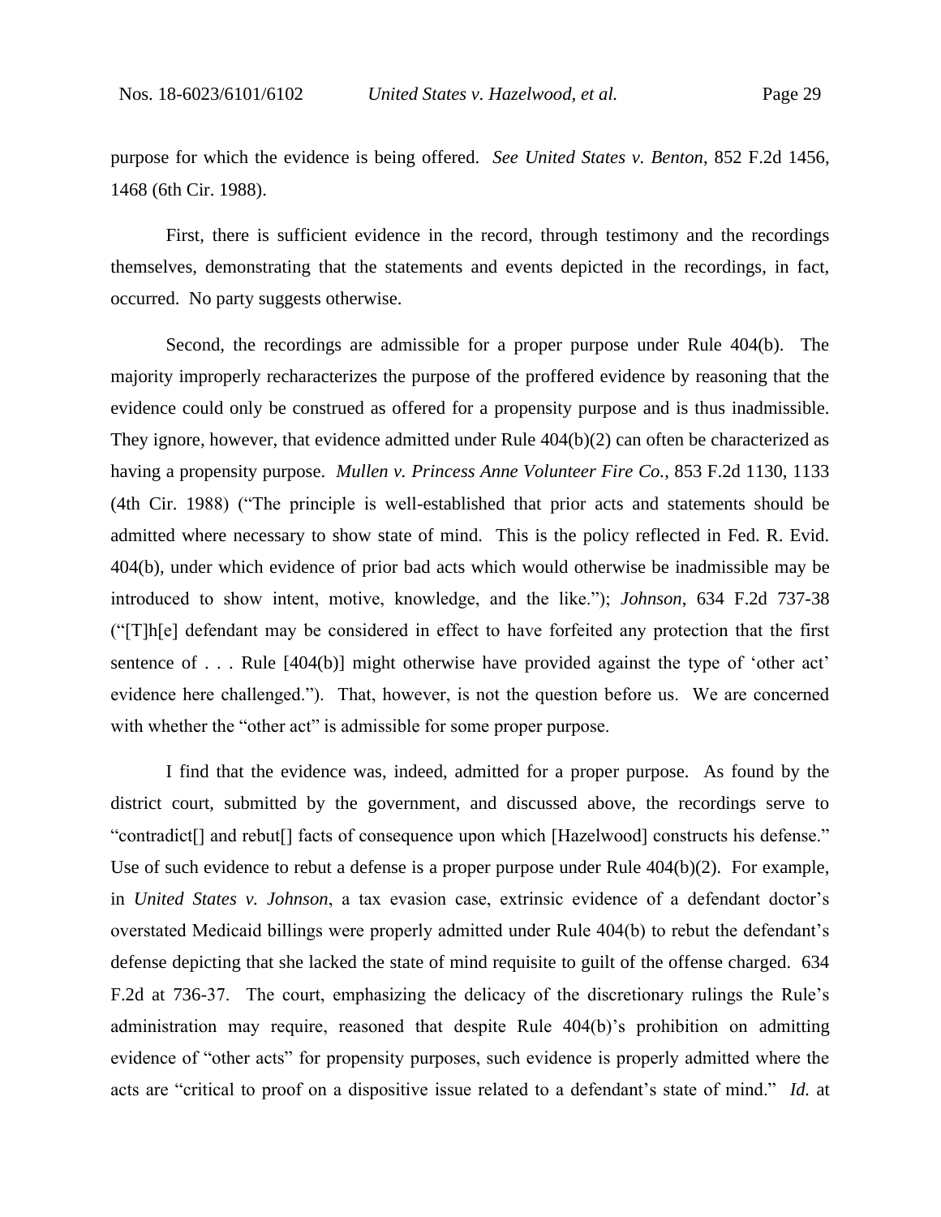purpose for which the evidence is being offered. *See United States v. Benton*, 852 F.2d 1456, 1468 (6th Cir. 1988).

First, there is sufficient evidence in the record, through testimony and the recordings themselves, demonstrating that the statements and events depicted in the recordings, in fact, occurred. No party suggests otherwise.

Second, the recordings are admissible for a proper purpose under Rule 404(b). The majority improperly recharacterizes the purpose of the proffered evidence by reasoning that the evidence could only be construed as offered for a propensity purpose and is thus inadmissible. They ignore, however, that evidence admitted under Rule 404(b)(2) can often be characterized as having a propensity purpose. *Mullen v. Princess Anne Volunteer Fire Co.*, 853 F.2d 1130, 1133 (4th Cir. 1988) ("The principle is well-established that prior acts and statements should be admitted where necessary to show state of mind. This is the policy reflected in Fed. R. Evid. 404(b), under which evidence of prior bad acts which would otherwise be inadmissible may be introduced to show intent, motive, knowledge, and the like."); *Johnson*, 634 F.2d 737-38 ("[T]h[e] defendant may be considered in effect to have forfeited any protection that the first sentence of . . . Rule [404(b)] might otherwise have provided against the type of 'other act' evidence here challenged."). That, however, is not the question before us. We are concerned with whether the "other act" is admissible for some proper purpose.

I find that the evidence was, indeed, admitted for a proper purpose. As found by the district court, submitted by the government, and discussed above, the recordings serve to "contradict[] and rebut[] facts of consequence upon which [Hazelwood] constructs his defense." Use of such evidence to rebut a defense is a proper purpose under Rule 404(b)(2). For example, in *United States v. Johnson*, a tax evasion case, extrinsic evidence of a defendant doctor's overstated Medicaid billings were properly admitted under Rule 404(b) to rebut the defendant's defense depicting that she lacked the state of mind requisite to guilt of the offense charged. 634 F.2d at 736-37. The court, emphasizing the delicacy of the discretionary rulings the Rule's administration may require, reasoned that despite Rule 404(b)'s prohibition on admitting evidence of "other acts" for propensity purposes, such evidence is properly admitted where the acts are "critical to proof on a dispositive issue related to a defendant's state of mind." *Id.* at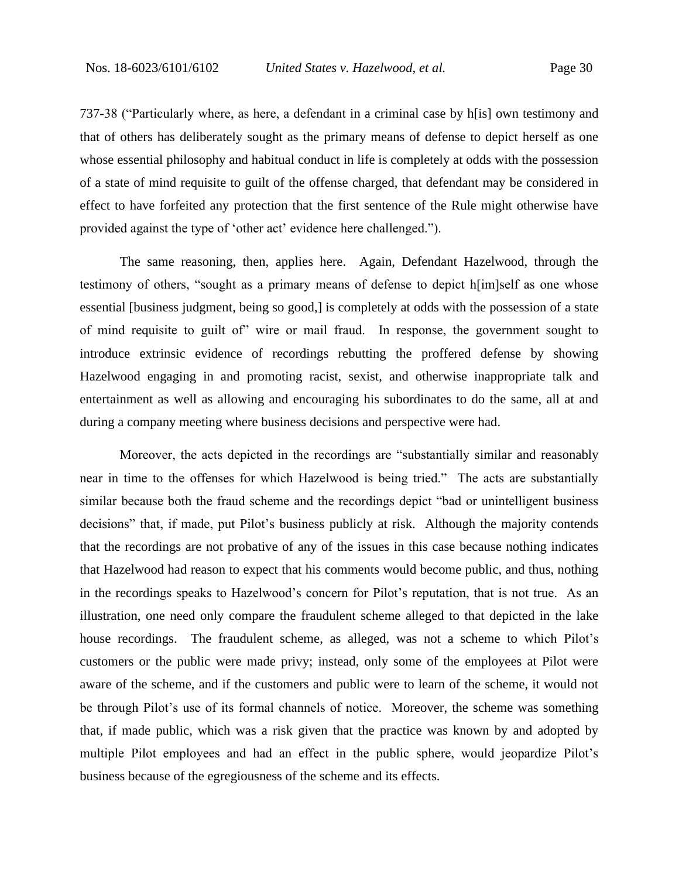737-38 ("Particularly where, as here, a defendant in a criminal case by h[is] own testimony and that of others has deliberately sought as the primary means of defense to depict herself as one whose essential philosophy and habitual conduct in life is completely at odds with the possession of a state of mind requisite to guilt of the offense charged, that defendant may be considered in effect to have forfeited any protection that the first sentence of the Rule might otherwise have provided against the type of 'other act' evidence here challenged.").

The same reasoning, then, applies here. Again, Defendant Hazelwood, through the testimony of others, "sought as a primary means of defense to depict h[im]self as one whose essential [business judgment, being so good,] is completely at odds with the possession of a state of mind requisite to guilt of" wire or mail fraud. In response, the government sought to introduce extrinsic evidence of recordings rebutting the proffered defense by showing Hazelwood engaging in and promoting racist, sexist, and otherwise inappropriate talk and entertainment as well as allowing and encouraging his subordinates to do the same, all at and during a company meeting where business decisions and perspective were had.

Moreover, the acts depicted in the recordings are "substantially similar and reasonably near in time to the offenses for which Hazelwood is being tried." The acts are substantially similar because both the fraud scheme and the recordings depict "bad or unintelligent business decisions" that, if made, put Pilot's business publicly at risk. Although the majority contends that the recordings are not probative of any of the issues in this case because nothing indicates that Hazelwood had reason to expect that his comments would become public, and thus, nothing in the recordings speaks to Hazelwood's concern for Pilot's reputation, that is not true. As an illustration, one need only compare the fraudulent scheme alleged to that depicted in the lake house recordings. The fraudulent scheme, as alleged, was not a scheme to which Pilot's customers or the public were made privy; instead, only some of the employees at Pilot were aware of the scheme, and if the customers and public were to learn of the scheme, it would not be through Pilot's use of its formal channels of notice. Moreover, the scheme was something that, if made public, which was a risk given that the practice was known by and adopted by multiple Pilot employees and had an effect in the public sphere, would jeopardize Pilot's business because of the egregiousness of the scheme and its effects.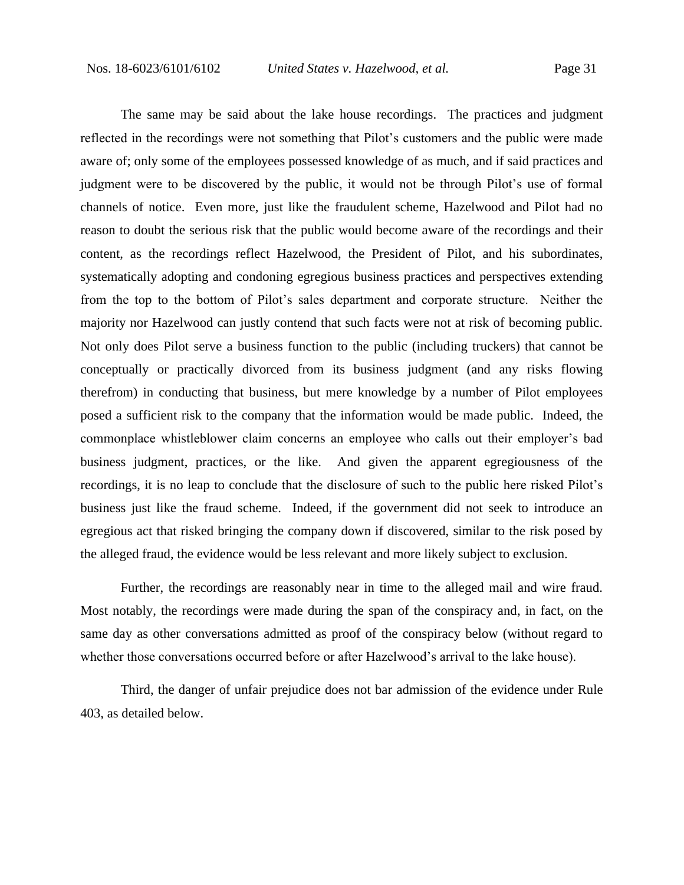The same may be said about the lake house recordings. The practices and judgment reflected in the recordings were not something that Pilot's customers and the public were made aware of; only some of the employees possessed knowledge of as much, and if said practices and judgment were to be discovered by the public, it would not be through Pilot's use of formal channels of notice. Even more, just like the fraudulent scheme, Hazelwood and Pilot had no reason to doubt the serious risk that the public would become aware of the recordings and their content, as the recordings reflect Hazelwood, the President of Pilot, and his subordinates, systematically adopting and condoning egregious business practices and perspectives extending from the top to the bottom of Pilot's sales department and corporate structure. Neither the majority nor Hazelwood can justly contend that such facts were not at risk of becoming public. Not only does Pilot serve a business function to the public (including truckers) that cannot be conceptually or practically divorced from its business judgment (and any risks flowing therefrom) in conducting that business, but mere knowledge by a number of Pilot employees posed a sufficient risk to the company that the information would be made public. Indeed, the commonplace whistleblower claim concerns an employee who calls out their employer's bad business judgment, practices, or the like. And given the apparent egregiousness of the recordings, it is no leap to conclude that the disclosure of such to the public here risked Pilot's business just like the fraud scheme. Indeed, if the government did not seek to introduce an egregious act that risked bringing the company down if discovered, similar to the risk posed by the alleged fraud, the evidence would be less relevant and more likely subject to exclusion.

Further, the recordings are reasonably near in time to the alleged mail and wire fraud. Most notably, the recordings were made during the span of the conspiracy and, in fact, on the same day as other conversations admitted as proof of the conspiracy below (without regard to whether those conversations occurred before or after Hazelwood's arrival to the lake house).

Third, the danger of unfair prejudice does not bar admission of the evidence under Rule 403, as detailed below.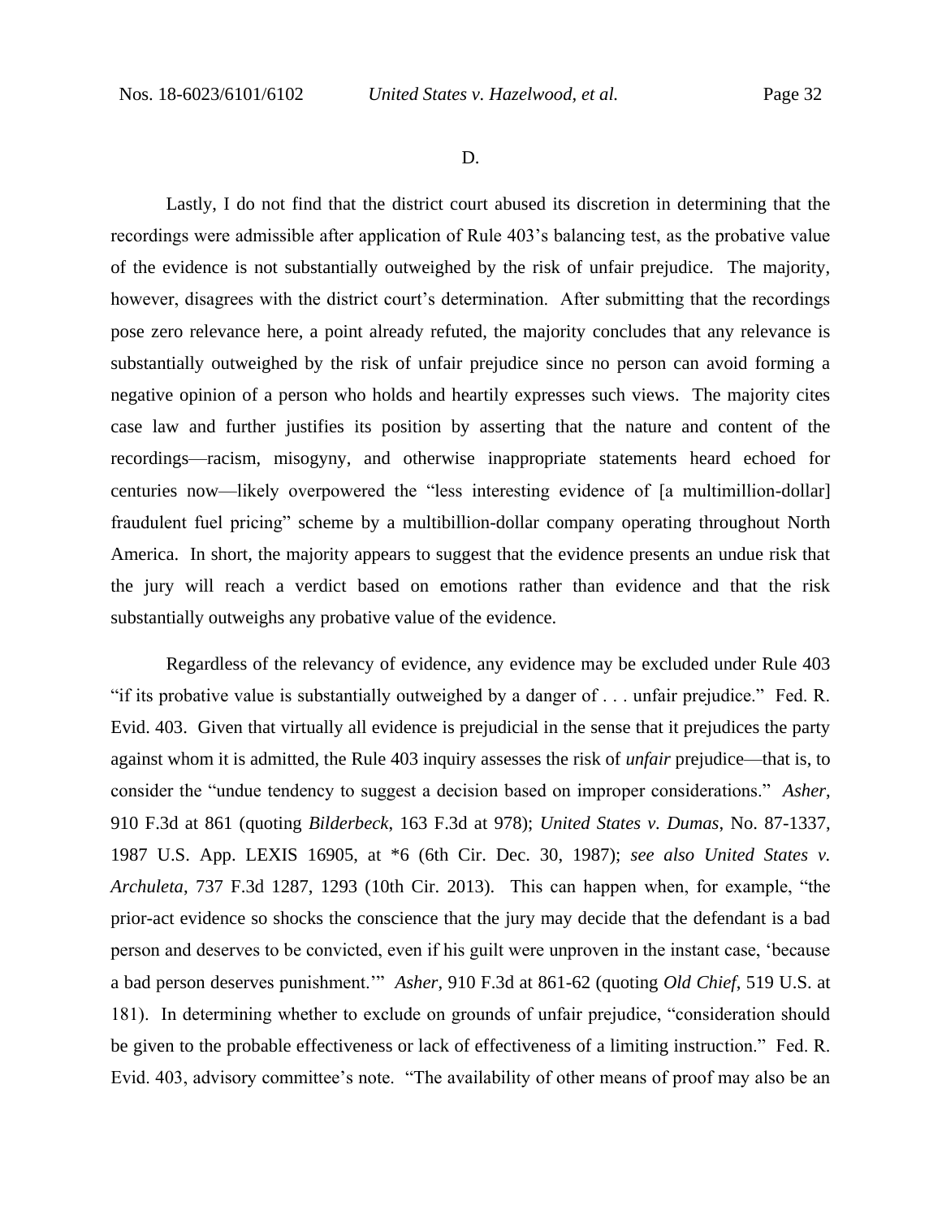D.

Lastly, I do not find that the district court abused its discretion in determining that the recordings were admissible after application of Rule 403's balancing test, as the probative value of the evidence is not substantially outweighed by the risk of unfair prejudice. The majority, however, disagrees with the district court's determination. After submitting that the recordings pose zero relevance here, a point already refuted, the majority concludes that any relevance is substantially outweighed by the risk of unfair prejudice since no person can avoid forming a negative opinion of a person who holds and heartily expresses such views. The majority cites case law and further justifies its position by asserting that the nature and content of the recordings—racism, misogyny, and otherwise inappropriate statements heard echoed for centuries now—likely overpowered the "less interesting evidence of [a multimillion-dollar] fraudulent fuel pricing" scheme by a multibillion-dollar company operating throughout North America. In short, the majority appears to suggest that the evidence presents an undue risk that the jury will reach a verdict based on emotions rather than evidence and that the risk substantially outweighs any probative value of the evidence.

Regardless of the relevancy of evidence, any evidence may be excluded under Rule 403 "if its probative value is substantially outweighed by a danger of . . . unfair prejudice." Fed. R. Evid. 403. Given that virtually all evidence is prejudicial in the sense that it prejudices the party against whom it is admitted, the Rule 403 inquiry assesses the risk of *unfair* prejudice—that is, to consider the "undue tendency to suggest a decision based on improper considerations." *Asher*, 910 F.3d at 861 (quoting *Bilderbeck*, 163 F.3d at 978); *United States v. Dumas*, No. 87-1337, 1987 U.S. App. LEXIS 16905, at \*6 (6th Cir. Dec. 30, 1987); *see also United States v. Archuleta*, 737 F.3d 1287, 1293 (10th Cir. 2013). This can happen when, for example, "the prior-act evidence so shocks the conscience that the jury may decide that the defendant is a bad person and deserves to be convicted, even if his guilt were unproven in the instant case, 'because a bad person deserves punishment.'" *Asher*, 910 F.3d at 861-62 (quoting *Old Chief*, 519 U.S. at 181). In determining whether to exclude on grounds of unfair prejudice, "consideration should be given to the probable effectiveness or lack of effectiveness of a limiting instruction." Fed. R. Evid. 403, advisory committee's note. "The availability of other means of proof may also be an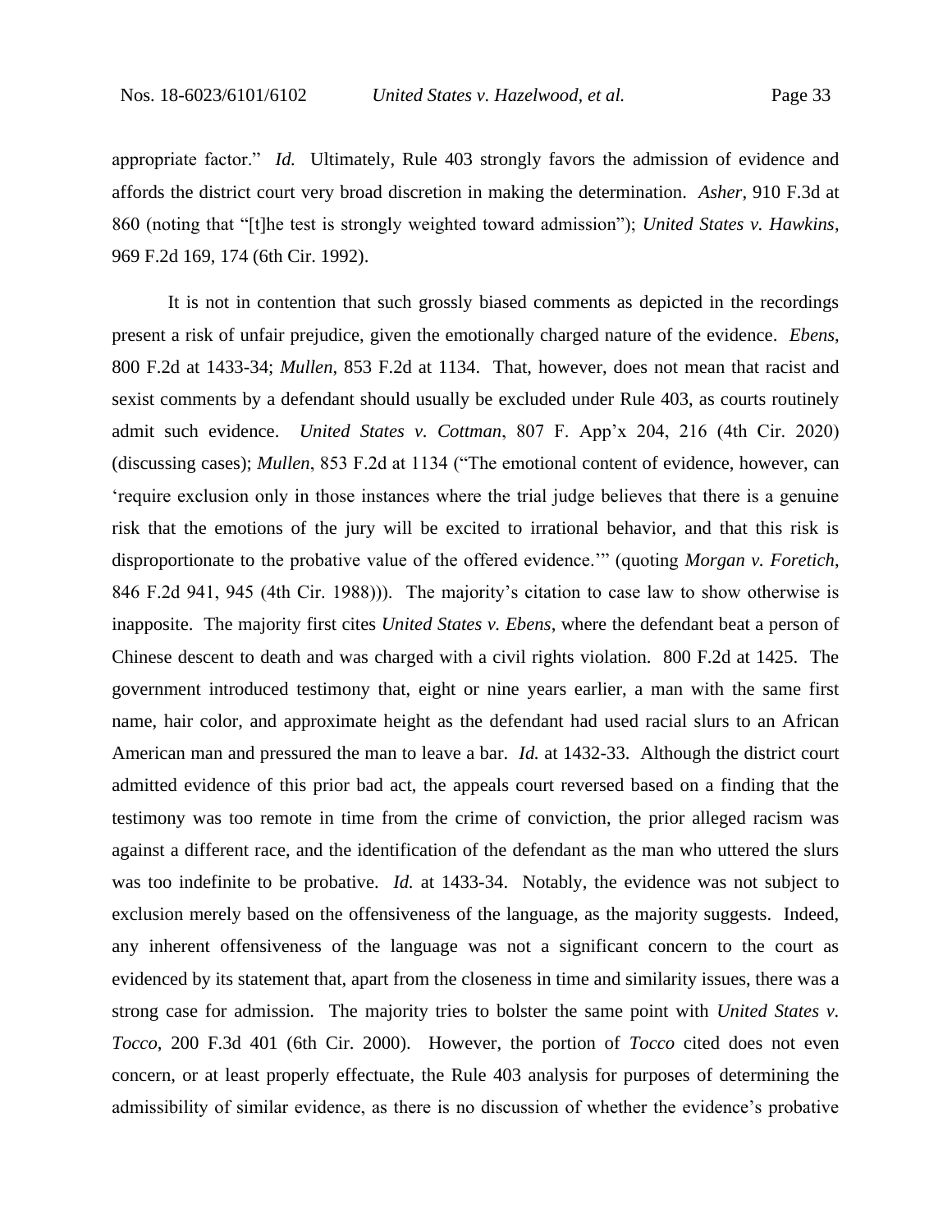appropriate factor." *Id.* Ultimately, Rule 403 strongly favors the admission of evidence and affords the district court very broad discretion in making the determination. *Asher*, 910 F.3d at 860 (noting that "[t]he test is strongly weighted toward admission"); *United States v. Hawkins*, 969 F.2d 169, 174 (6th Cir. 1992).

It is not in contention that such grossly biased comments as depicted in the recordings present a risk of unfair prejudice, given the emotionally charged nature of the evidence. *Ebens*, 800 F.2d at 1433-34; *Mullen*, 853 F.2d at 1134. That, however, does not mean that racist and sexist comments by a defendant should usually be excluded under Rule 403, as courts routinely admit such evidence. *United States v. Cottman*, 807 F. App'x 204, 216 (4th Cir. 2020) (discussing cases); *Mullen*, 853 F.2d at 1134 ("The emotional content of evidence, however, can 'require exclusion only in those instances where the trial judge believes that there is a genuine risk that the emotions of the jury will be excited to irrational behavior, and that this risk is disproportionate to the probative value of the offered evidence.'" (quoting *Morgan v. Foretich*, 846 F.2d 941, 945 (4th Cir. 1988))). The majority's citation to case law to show otherwise is inapposite. The majority first cites *United States v. Ebens*, where the defendant beat a person of Chinese descent to death and was charged with a civil rights violation. 800 F.2d at 1425. The government introduced testimony that, eight or nine years earlier, a man with the same first name, hair color, and approximate height as the defendant had used racial slurs to an African American man and pressured the man to leave a bar. *Id.* at 1432-33. Although the district court admitted evidence of this prior bad act, the appeals court reversed based on a finding that the testimony was too remote in time from the crime of conviction, the prior alleged racism was against a different race, and the identification of the defendant as the man who uttered the slurs was too indefinite to be probative. *Id.* at 1433-34. Notably, the evidence was not subject to exclusion merely based on the offensiveness of the language, as the majority suggests. Indeed, any inherent offensiveness of the language was not a significant concern to the court as evidenced by its statement that, apart from the closeness in time and similarity issues, there was a strong case for admission. The majority tries to bolster the same point with *United States v. Tocco*, 200 F.3d 401 (6th Cir. 2000). However, the portion of *Tocco* cited does not even concern, or at least properly effectuate, the Rule 403 analysis for purposes of determining the admissibility of similar evidence, as there is no discussion of whether the evidence's probative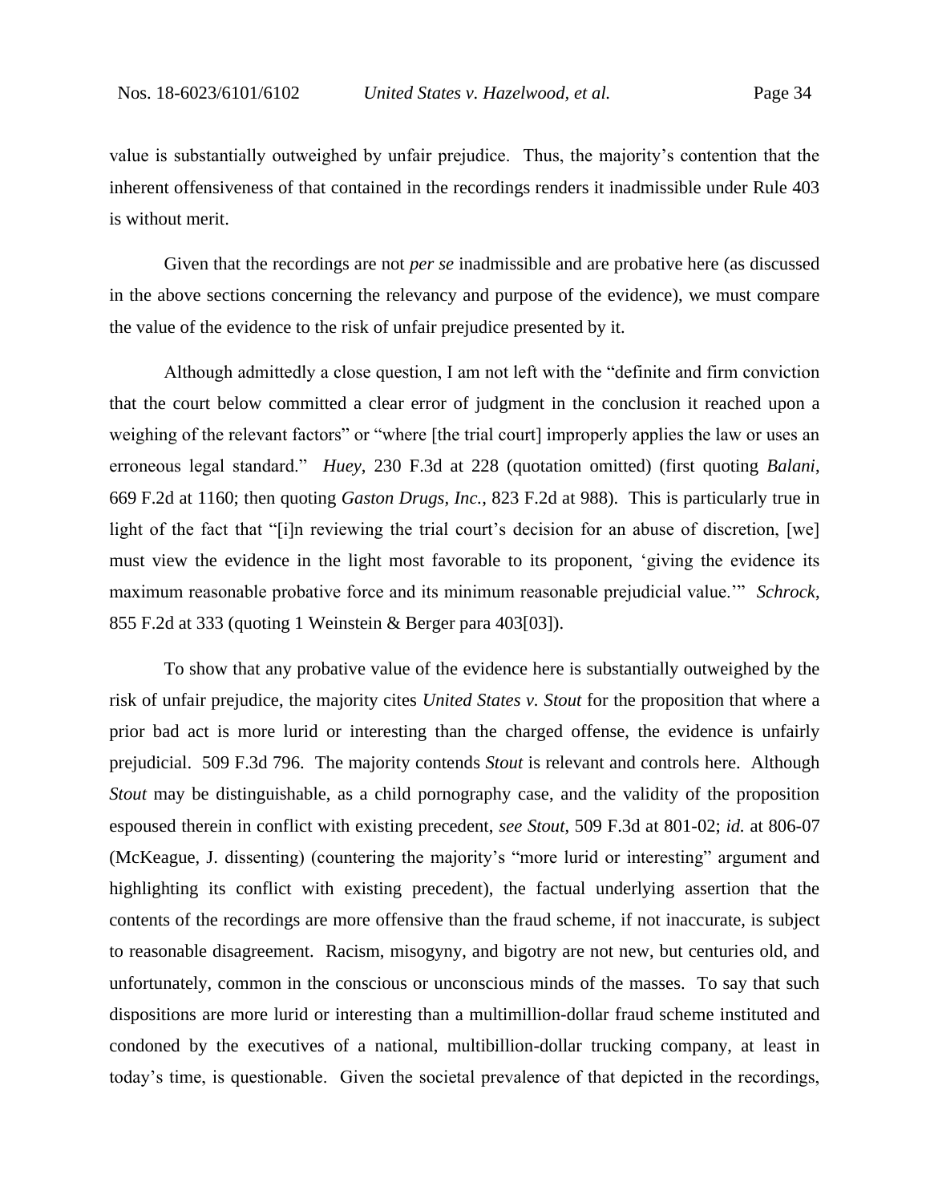value is substantially outweighed by unfair prejudice. Thus, the majority's contention that the inherent offensiveness of that contained in the recordings renders it inadmissible under Rule 403 is without merit.

Given that the recordings are not *per se* inadmissible and are probative here (as discussed in the above sections concerning the relevancy and purpose of the evidence), we must compare the value of the evidence to the risk of unfair prejudice presented by it.

Although admittedly a close question, I am not left with the "definite and firm conviction that the court below committed a clear error of judgment in the conclusion it reached upon a weighing of the relevant factors" or "where [the trial court] improperly applies the law or uses an erroneous legal standard." *Huey*, 230 F.3d at 228 (quotation omitted) (first quoting *Balani*, 669 F.2d at 1160; then quoting *Gaston Drugs, Inc.*, 823 F.2d at 988). This is particularly true in light of the fact that "[i]n reviewing the trial court's decision for an abuse of discretion, [we] must view the evidence in the light most favorable to its proponent, 'giving the evidence its maximum reasonable probative force and its minimum reasonable prejudicial value.'" *Schrock*, 855 F.2d at 333 (quoting 1 Weinstein & Berger para 403[03]).

To show that any probative value of the evidence here is substantially outweighed by the risk of unfair prejudice, the majority cites *United States v. Stout* for the proposition that where a prior bad act is more lurid or interesting than the charged offense, the evidence is unfairly prejudicial. 509 F.3d 796. The majority contends *Stout* is relevant and controls here. Although *Stout* may be distinguishable, as a child pornography case, and the validity of the proposition espoused therein in conflict with existing precedent, *see Stout*, 509 F.3d at 801-02; *id.* at 806-07 (McKeague, J. dissenting) (countering the majority's "more lurid or interesting" argument and highlighting its conflict with existing precedent), the factual underlying assertion that the contents of the recordings are more offensive than the fraud scheme, if not inaccurate, is subject to reasonable disagreement. Racism, misogyny, and bigotry are not new, but centuries old, and unfortunately, common in the conscious or unconscious minds of the masses. To say that such dispositions are more lurid or interesting than a multimillion-dollar fraud scheme instituted and condoned by the executives of a national, multibillion-dollar trucking company, at least in today's time, is questionable. Given the societal prevalence of that depicted in the recordings,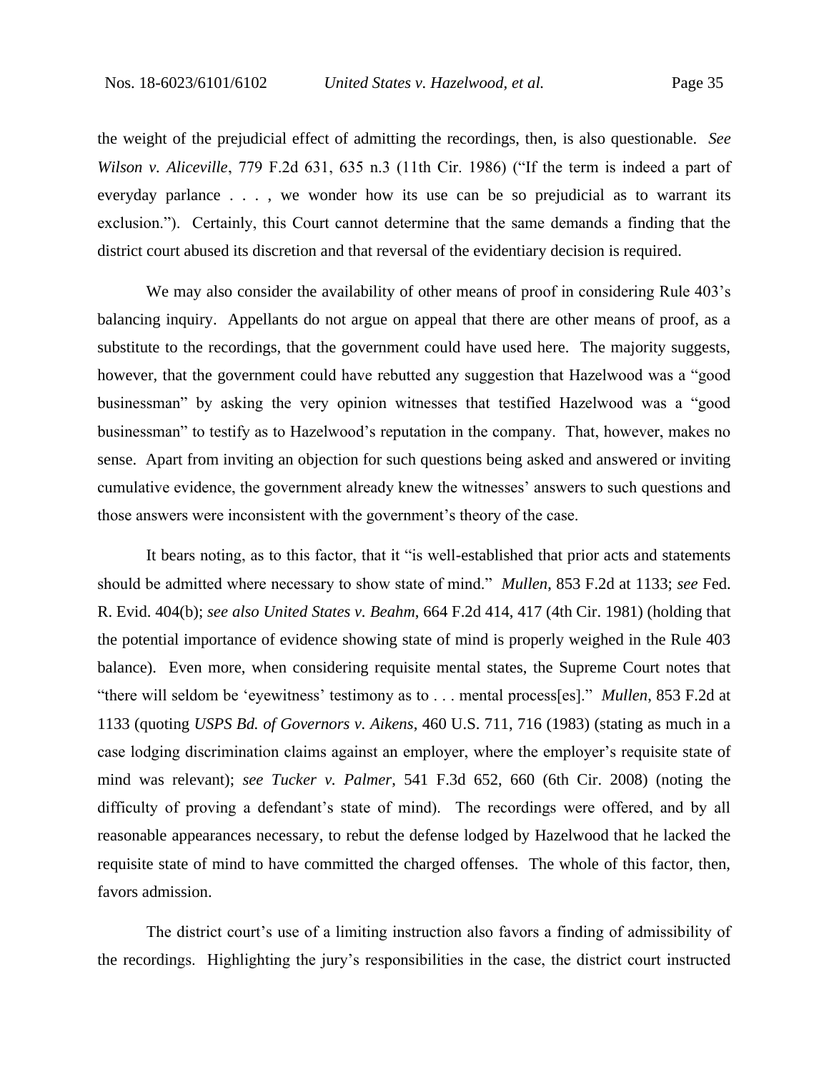the weight of the prejudicial effect of admitting the recordings, then, is also questionable. *See Wilson v. Aliceville*, 779 F.2d 631, 635 n.3 (11th Cir. 1986) ("If the term is indeed a part of everyday parlance . . . , we wonder how its use can be so prejudicial as to warrant its exclusion."). Certainly, this Court cannot determine that the same demands a finding that the district court abused its discretion and that reversal of the evidentiary decision is required.

We may also consider the availability of other means of proof in considering Rule 403's balancing inquiry. Appellants do not argue on appeal that there are other means of proof, as a substitute to the recordings, that the government could have used here. The majority suggests, however, that the government could have rebutted any suggestion that Hazelwood was a "good businessman" by asking the very opinion witnesses that testified Hazelwood was a "good businessman" to testify as to Hazelwood's reputation in the company. That, however, makes no sense. Apart from inviting an objection for such questions being asked and answered or inviting cumulative evidence, the government already knew the witnesses' answers to such questions and those answers were inconsistent with the government's theory of the case.

It bears noting, as to this factor, that it "is well-established that prior acts and statements should be admitted where necessary to show state of mind." *Mullen*, 853 F.2d at 1133; *see* Fed. R. Evid. 404(b); *see also United States v. Beahm*, 664 F.2d 414, 417 (4th Cir. 1981) (holding that the potential importance of evidence showing state of mind is properly weighed in the Rule 403 balance). Even more, when considering requisite mental states, the Supreme Court notes that "there will seldom be 'eyewitness' testimony as to . . . mental process[es]." *Mullen*, 853 F.2d at 1133 (quoting *USPS Bd. of Governors v. Aikens*, 460 U.S. 711, 716 (1983) (stating as much in a case lodging discrimination claims against an employer, where the employer's requisite state of mind was relevant); *see Tucker v. Palmer*, 541 F.3d 652, 660 (6th Cir. 2008) (noting the difficulty of proving a defendant's state of mind). The recordings were offered, and by all reasonable appearances necessary, to rebut the defense lodged by Hazelwood that he lacked the requisite state of mind to have committed the charged offenses. The whole of this factor, then, favors admission.

The district court's use of a limiting instruction also favors a finding of admissibility of the recordings. Highlighting the jury's responsibilities in the case, the district court instructed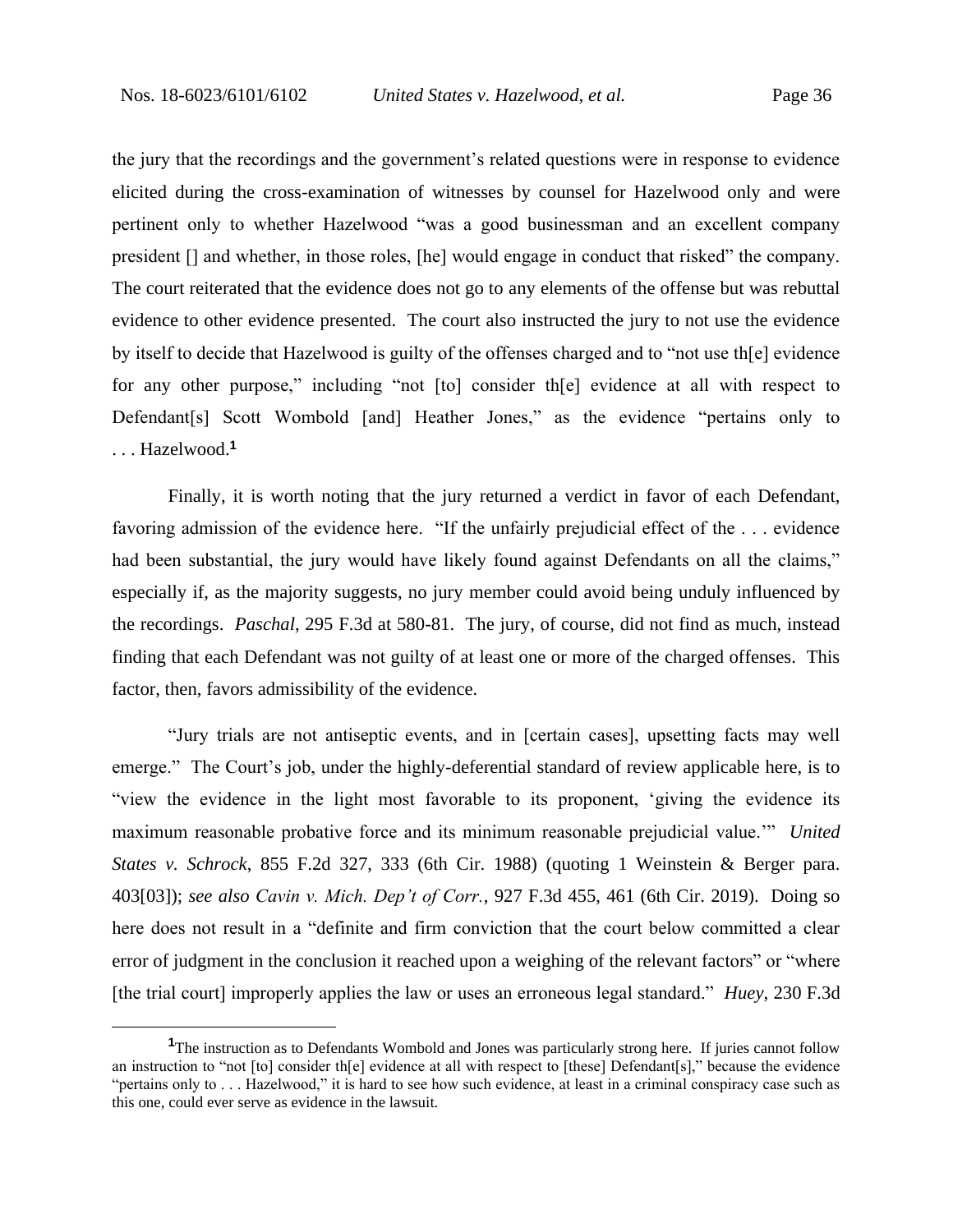the jury that the recordings and the government's related questions were in response to evidence elicited during the cross-examination of witnesses by counsel for Hazelwood only and were pertinent only to whether Hazelwood "was a good businessman and an excellent company president [] and whether, in those roles, [he] would engage in conduct that risked" the company. The court reiterated that the evidence does not go to any elements of the offense but was rebuttal evidence to other evidence presented. The court also instructed the jury to not use the evidence by itself to decide that Hazelwood is guilty of the offenses charged and to "not use th[e] evidence for any other purpose," including "not [to] consider th[e] evidence at all with respect to Defendant[s] Scott Wombold [and] Heather Jones," as the evidence "pertains only to . . . Hazelwood.[1]

Finally, it is worth noting that the jury returned a verdict in favor of each Defendant, favoring admission of the evidence here. "If the unfairly prejudicial effect of the . . . evidence had been substantial, the jury would have likely found against Defendants on all the claims," especially if, as the majority suggests, no jury member could avoid being unduly influenced by the recordings. *Paschal*, 295 F.3d at 580-81. The jury, of course, did not find as much, instead finding that each Defendant was not guilty of at least one or more of the charged offenses. This factor, then, favors admissibility of the evidence.

"Jury trials are not antiseptic events, and in [certain cases], upsetting facts may well emerge." The Court's job, under the highly-deferential standard of review applicable here, is to "view the evidence in the light most favorable to its proponent, 'giving the evidence its maximum reasonable probative force and its minimum reasonable prejudicial value.'" *United States v. Schrock*, 855 F.2d 327, 333 (6th Cir. 1988) (quoting 1 Weinstein & Berger para. 403[03]); *see also Cavin v. Mich. Dep't of Corr.*, 927 F.3d 455, 461 (6th Cir. 2019). Doing so here does not result in a "definite and firm conviction that the court below committed a clear error of judgment in the conclusion it reached upon a weighing of the relevant factors" or "where [the trial court] improperly applies the law or uses an erroneous legal standard." *Huey*, 230 F.3d

---

[1] The instruction as to Defendants Wombold and Jones was particularly strong here. If juries cannot follow an instruction to "not [to] consider th[e] evidence at all with respect to [these] Defendant[s]," because the evidence "pertains only to . . . Hazelwood," it is hard to see how such evidence, at least in a criminal conspiracy case such as this one, could ever serve as evidence in the lawsuit.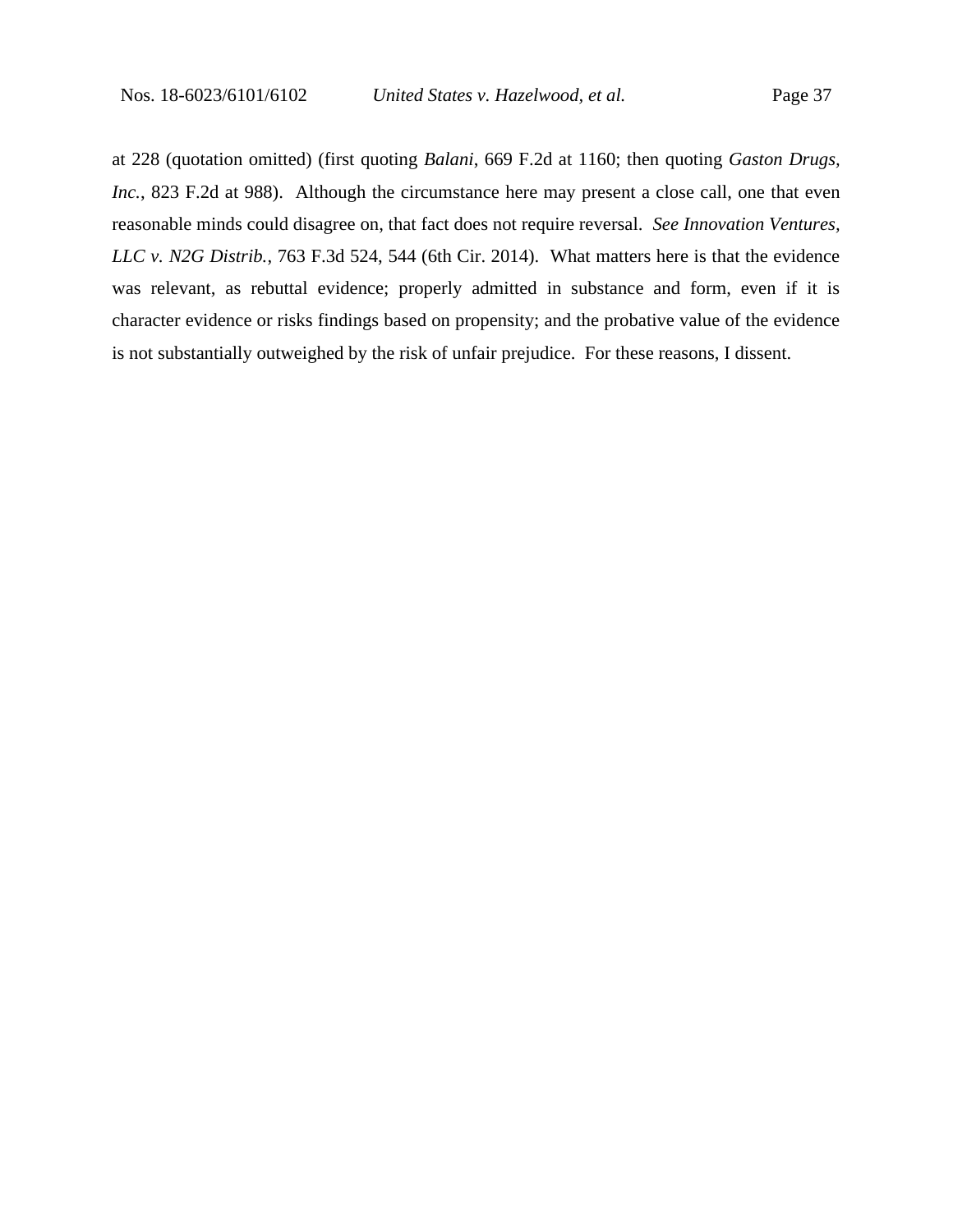at 228 (quotation omitted) (first quoting *Balani*, 669 F.2d at 1160; then quoting *Gaston Drugs, Inc.*, 823 F.2d at 988). Although the circumstance here may present a close call, one that even reasonable minds could disagree on, that fact does not require reversal. *See Innovation Ventures, LLC v. N2G Distrib.*, 763 F.3d 524, 544 (6th Cir. 2014). What matters here is that the evidence was relevant, as rebuttal evidence; properly admitted in substance and form, even if it is character evidence or risks findings based on propensity; and the probative value of the evidence is not substantially outweighed by the risk of unfair prejudice. For these reasons, I dissent.